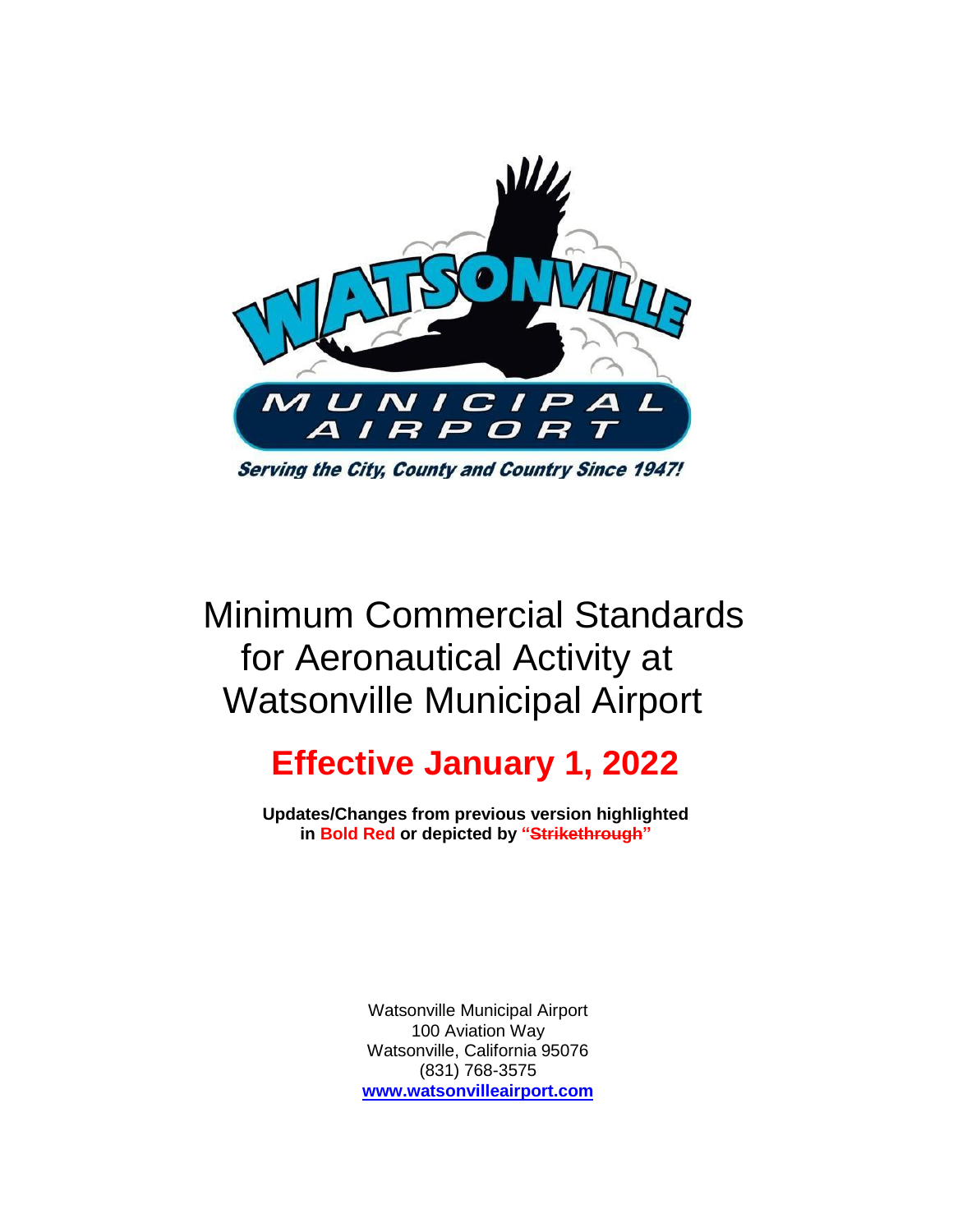WATSONVILLE MUNICIPAL AIRPORT

*Serving the City, County and Country Since 1947!*

# Minimum Commercial Standards for Aeronautical Activity at Watsonville Municipal Airport

## Effective January 1, 2022

**Updates/Changes from previous version highlighted in Bold Red or depicted by "~~Strikethrough~~"**

Watsonville Municipal Airport
100 Aviation Way
Watsonville, California 95076
(831) 768-3575
**www.watsonvilleairport.com**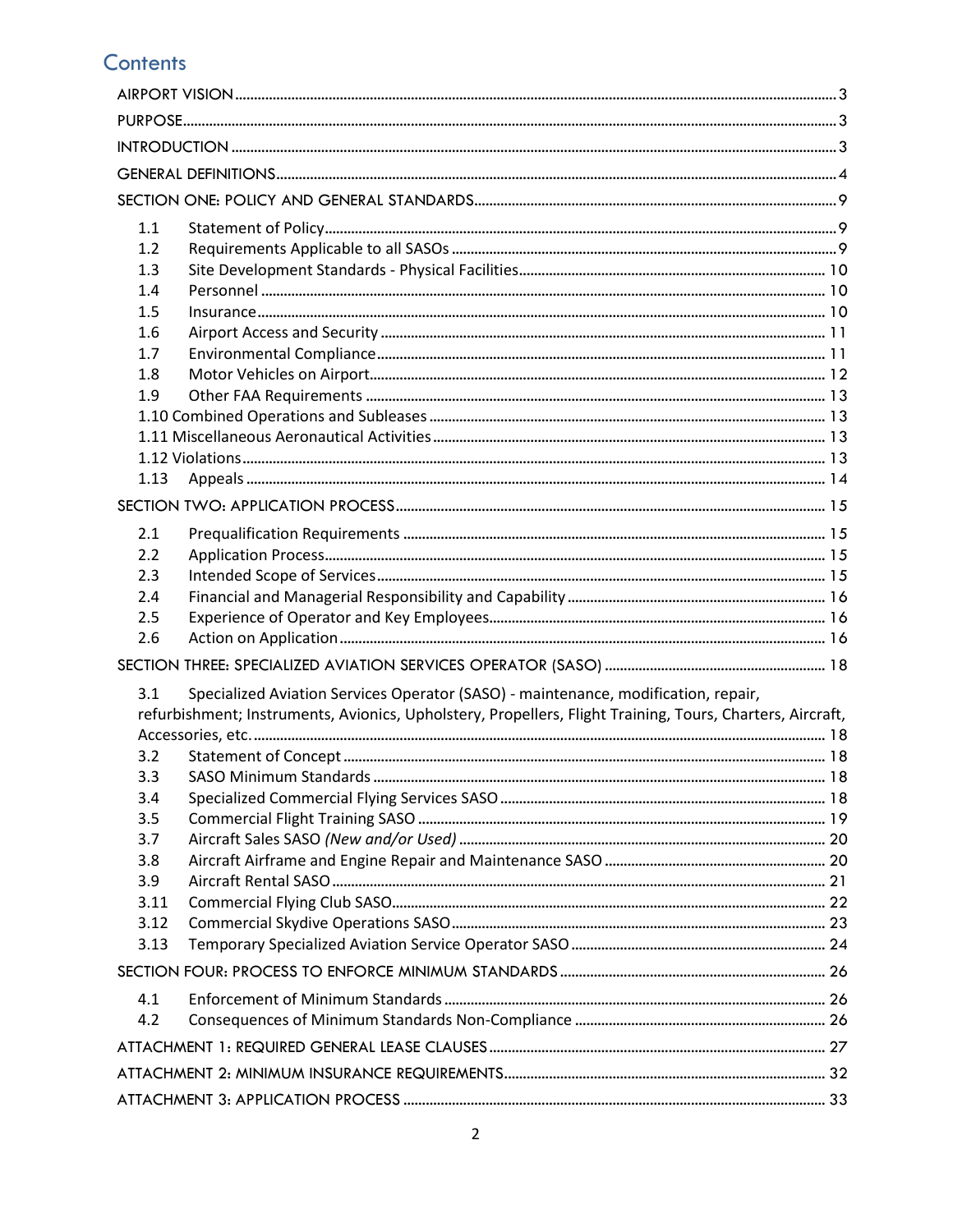# Contents

AIRPORT VISION ..... 3

PURPOSE ..... 3

INTRODUCTION ..... 3

GENERAL DEFINITIONS ..... 4

SECTION ONE: POLICY AND GENERAL STANDARDS ..... 9

- 1.1 Statement of Policy ..... 9
- 1.2 Requirements Applicable to all SASOs ..... 9
- 1.3 Site Development Standards - Physical Facilities ..... 10
- 1.4 Personnel ..... 10
- 1.5 Insurance ..... 10
- 1.6 Airport Access and Security ..... 11
- 1.7 Environmental Compliance ..... 11
- 1.8 Motor Vehicles on Airport ..... 12
- 1.9 Other FAA Requirements ..... 13
- 1.10 Combined Operations and Subleases ..... 13
- 1.11 Miscellaneous Aeronautical Activities ..... 13
- 1.12 Violations ..... 13
- 1.13 Appeals ..... 14

SECTION TWO: APPLICATION PROCESS ..... 15

- 2.1 Prequalification Requirements ..... 15
- 2.2 Application Process ..... 15
- 2.3 Intended Scope of Services ..... 15
- 2.4 Financial and Managerial Responsibility and Capability ..... 16
- 2.5 Experience of Operator and Key Employees ..... 16
- 2.6 Action on Application ..... 16

SECTION THREE: SPECIALIZED AVIATION SERVICES OPERATOR (SASO) ..... 18

- 3.1 Specialized Aviation Services Operator (SASO) - maintenance, modification, repair, refurbishment; Instruments, Avionics, Upholstery, Propellers, Flight Training, Tours, Charters, Aircraft, Accessories, etc. ..... 18
- 3.2 Statement of Concept ..... 18
- 3.3 SASO Minimum Standards ..... 18
- 3.4 Specialized Commercial Flying Services SASO ..... 18
- 3.5 Commercial Flight Training SASO ..... 19
- 3.7 Aircraft Sales SASO *(New and/or Used)* ..... 20
- 3.8 Aircraft Airframe and Engine Repair and Maintenance SASO ..... 20
- 3.9 Aircraft Rental SASO ..... 21
- 3.11 Commercial Flying Club SASO ..... 22
- 3.12 Commercial Skydive Operations SASO ..... 23
- 3.13 Temporary Specialized Aviation Service Operator SASO ..... 24

SECTION FOUR: PROCESS TO ENFORCE MINIMUM STANDARDS ..... 26

- 4.1 Enforcement of Minimum Standards ..... 26
- 4.2 Consequences of Minimum Standards Non-Compliance ..... 26

ATTACHMENT 1: REQUIRED GENERAL LEASE CLAUSES ..... 27

ATTACHMENT 2: MINIMUM INSURANCE REQUIREMENTS ..... 32

ATTACHMENT 3: APPLICATION PROCESS ..... 33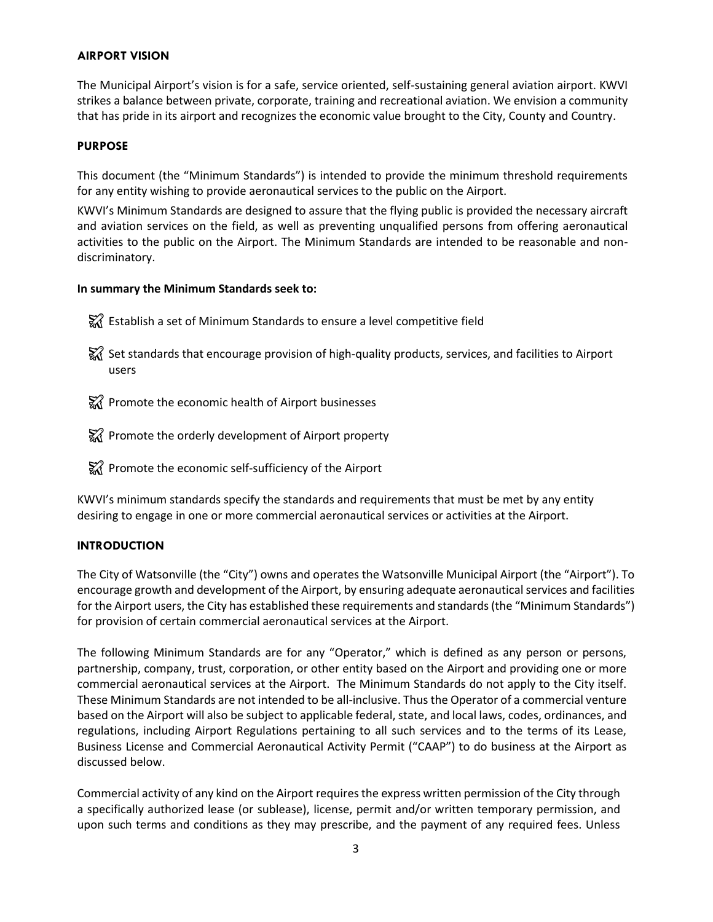## AIRPORT VISION

The Municipal Airport's vision is for a safe, service oriented, self-sustaining general aviation airport. KWVI strikes a balance between private, corporate, training and recreational aviation. We envision a community that has pride in its airport and recognizes the economic value brought to the City, County and Country.

## PURPOSE

This document (the "Minimum Standards") is intended to provide the minimum threshold requirements for any entity wishing to provide aeronautical services to the public on the Airport.

KWVI's Minimum Standards are designed to assure that the flying public is provided the necessary aircraft and aviation services on the field, as well as preventing unqualified persons from offering aeronautical activities to the public on the Airport. The Minimum Standards are intended to be reasonable and non-discriminatory.

**In summary the Minimum Standards seek to:**

- Establish a set of Minimum Standards to ensure a level competitive field
- Set standards that encourage provision of high-quality products, services, and facilities to Airport users
- Promote the economic health of Airport businesses
- Promote the orderly development of Airport property
- Promote the economic self-sufficiency of the Airport

KWVI's minimum standards specify the standards and requirements that must be met by any entity desiring to engage in one or more commercial aeronautical services or activities at the Airport.

## INTRODUCTION

The City of Watsonville (the "City") owns and operates the Watsonville Municipal Airport (the "Airport"). To encourage growth and development of the Airport, by ensuring adequate aeronautical services and facilities for the Airport users, the City has established these requirements and standards (the "Minimum Standards") for provision of certain commercial aeronautical services at the Airport.

The following Minimum Standards are for any "Operator," which is defined as any person or persons, partnership, company, trust, corporation, or other entity based on the Airport and providing one or more commercial aeronautical services at the Airport. The Minimum Standards do not apply to the City itself. These Minimum Standards are not intended to be all-inclusive. Thus the Operator of a commercial venture based on the Airport will also be subject to applicable federal, state, and local laws, codes, ordinances, and regulations, including Airport Regulations pertaining to all such services and to the terms of its Lease, Business License and Commercial Aeronautical Activity Permit ("CAAP") to do business at the Airport as discussed below.

Commercial activity of any kind on the Airport requires the express written permission of the City through a specifically authorized lease (or sublease), license, permit and/or written temporary permission, and upon such terms and conditions as they may prescribe, and the payment of any required fees. Unless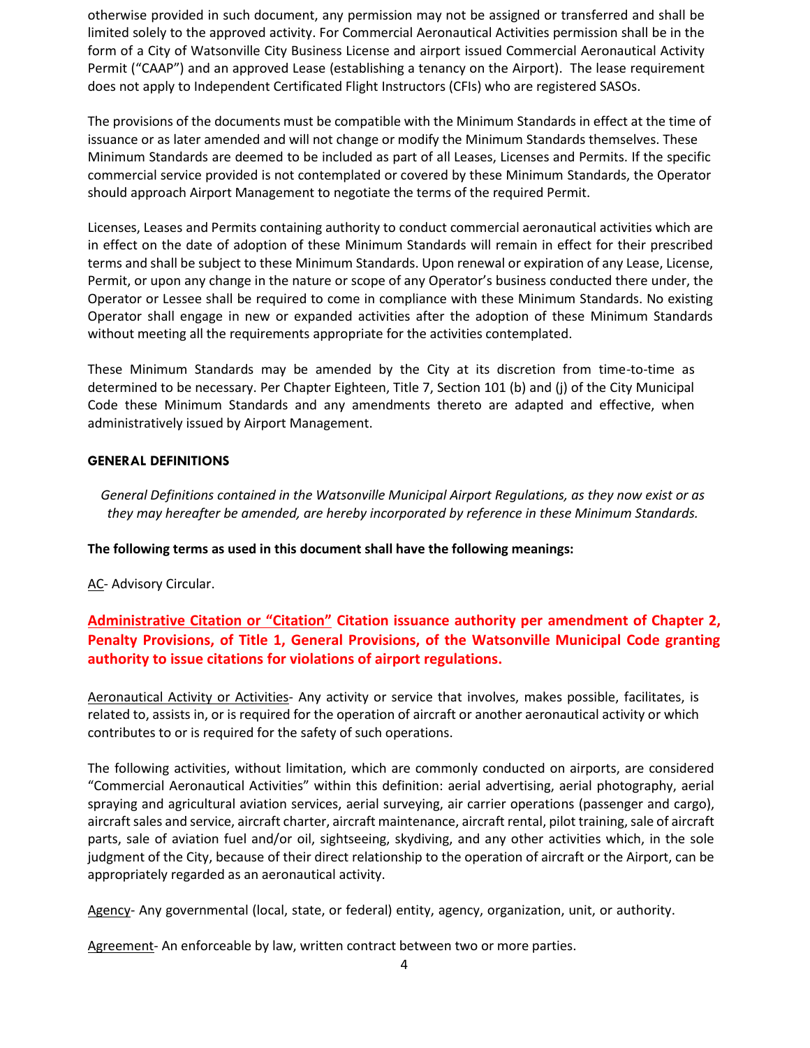otherwise provided in such document, any permission may not be assigned or transferred and shall be limited solely to the approved activity. For Commercial Aeronautical Activities permission shall be in the form of a City of Watsonville City Business License and airport issued Commercial Aeronautical Activity Permit ("CAAP") and an approved Lease (establishing a tenancy on the Airport). The lease requirement does not apply to Independent Certificated Flight Instructors (CFIs) who are registered SASOs.

The provisions of the documents must be compatible with the Minimum Standards in effect at the time of issuance or as later amended and will not change or modify the Minimum Standards themselves. These Minimum Standards are deemed to be included as part of all Leases, Licenses and Permits. If the specific commercial service provided is not contemplated or covered by these Minimum Standards, the Operator should approach Airport Management to negotiate the terms of the required Permit.

Licenses, Leases and Permits containing authority to conduct commercial aeronautical activities which are in effect on the date of adoption of these Minimum Standards will remain in effect for their prescribed terms and shall be subject to these Minimum Standards. Upon renewal or expiration of any Lease, License, Permit, or upon any change in the nature or scope of any Operator's business conducted there under, the Operator or Lessee shall be required to come in compliance with these Minimum Standards. No existing Operator shall engage in new or expanded activities after the adoption of these Minimum Standards without meeting all the requirements appropriate for the activities contemplated.

These Minimum Standards may be amended by the City at its discretion from time-to-time as determined to be necessary. Per Chapter Eighteen, Title 7, Section 101 (b) and (j) of the City Municipal Code these Minimum Standards and any amendments thereto are adapted and effective, when administratively issued by Airport Management.

## GENERAL DEFINITIONS

*General Definitions contained in the Watsonville Municipal Airport Regulations, as they now exist or as they may hereafter be amended, are hereby incorporated by reference in these Minimum Standards.*

**The following terms as used in this document shall have the following meanings:**

AC- Advisory Circular.

**Administrative Citation or "Citation" Citation issuance authority per amendment of Chapter 2, Penalty Provisions, of Title 1, General Provisions, of the Watsonville Municipal Code granting authority to issue citations for violations of airport regulations.**

Aeronautical Activity or Activities- Any activity or service that involves, makes possible, facilitates, is related to, assists in, or is required for the operation of aircraft or another aeronautical activity or which contributes to or is required for the safety of such operations.

The following activities, without limitation, which are commonly conducted on airports, are considered "Commercial Aeronautical Activities" within this definition: aerial advertising, aerial photography, aerial spraying and agricultural aviation services, aerial surveying, air carrier operations (passenger and cargo), aircraft sales and service, aircraft charter, aircraft maintenance, aircraft rental, pilot training, sale of aircraft parts, sale of aviation fuel and/or oil, sightseeing, skydiving, and any other activities which, in the sole judgment of the City, because of their direct relationship to the operation of aircraft or the Airport, can be appropriately regarded as an aeronautical activity.

Agency- Any governmental (local, state, or federal) entity, agency, organization, unit, or authority.

Agreement- An enforceable by law, written contract between two or more parties.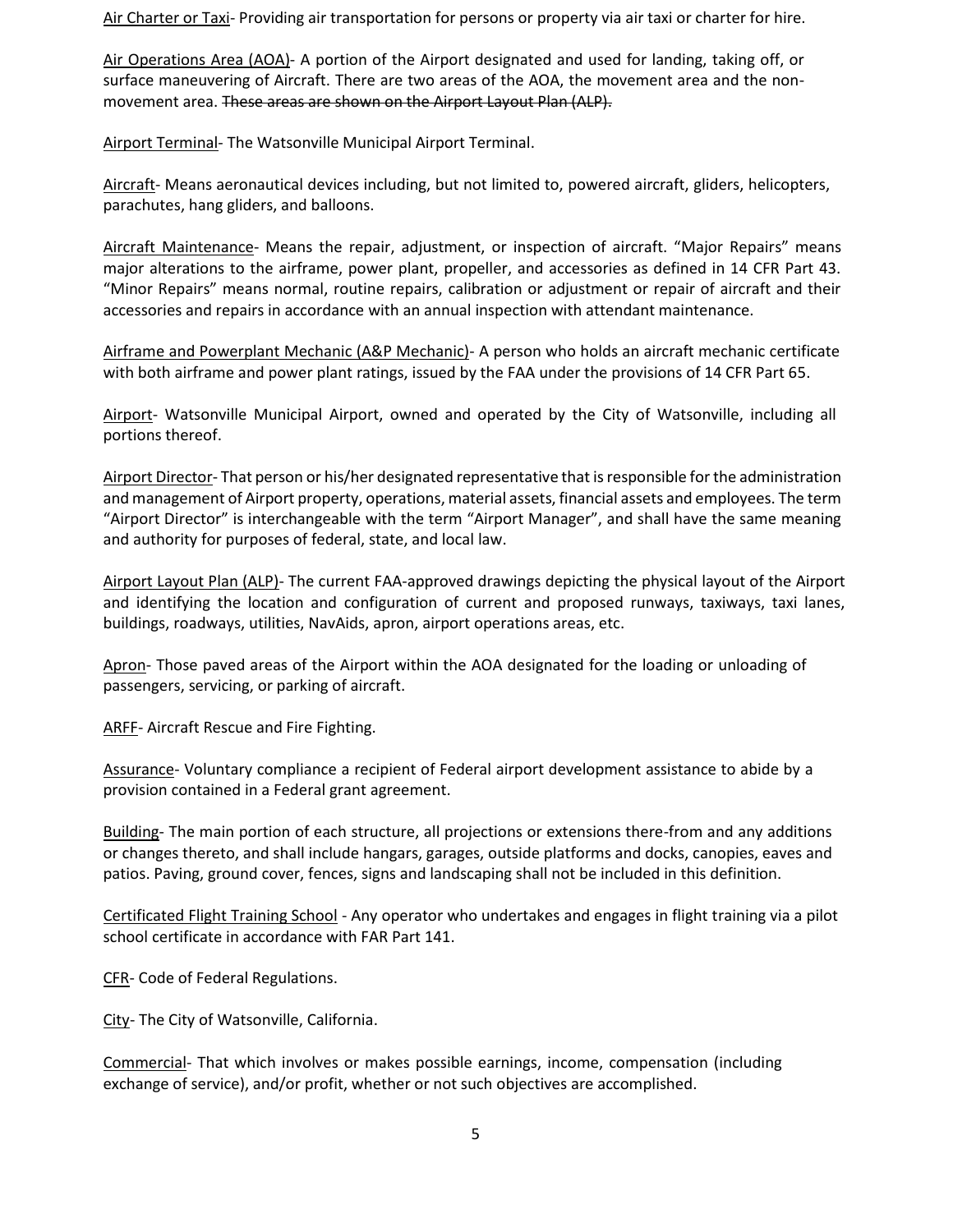<u>Air Charter or Taxi</u>- Providing air transportation for persons or property via air taxi or charter for hire.

<u>Air Operations Area (AOA)</u>- A portion of the Airport designated and used for landing, taking off, or surface maneuvering of Aircraft. There are two areas of the AOA, the movement area and the non-movement area. ~~These areas are shown on the Airport Layout Plan (ALP).~~

<u>Airport Terminal</u>- The Watsonville Municipal Airport Terminal.

<u>Aircraft</u>- Means aeronautical devices including, but not limited to, powered aircraft, gliders, helicopters, parachutes, hang gliders, and balloons.

<u>Aircraft Maintenance</u>- Means the repair, adjustment, or inspection of aircraft. “Major Repairs” means major alterations to the airframe, power plant, propeller, and accessories as defined in 14 CFR Part 43. “Minor Repairs” means normal, routine repairs, calibration or adjustment or repair of aircraft and their accessories and repairs in accordance with an annual inspection with attendant maintenance.

<u>Airframe and Powerplant Mechanic (A&P Mechanic)</u>- A person who holds an aircraft mechanic certificate with both airframe and power plant ratings, issued by the FAA under the provisions of 14 CFR Part 65.

<u>Airport</u>- Watsonville Municipal Airport, owned and operated by the City of Watsonville, including all portions thereof.

<u>Airport Director</u>- That person or his/her designated representative that is responsible for the administration and management of Airport property, operations, material assets, financial assets and employees. The term “Airport Director” is interchangeable with the term “Airport Manager”, and shall have the same meaning and authority for purposes of federal, state, and local law.

<u>Airport Layout Plan (ALP)</u>- The current FAA-approved drawings depicting the physical layout of the Airport and identifying the location and configuration of current and proposed runways, taxiways, taxi lanes, buildings, roadways, utilities, NavAids, apron, airport operations areas, etc.

<u>Apron</u>- Those paved areas of the Airport within the AOA designated for the loading or unloading of passengers, servicing, or parking of aircraft.

<u>ARFF</u>- Aircraft Rescue and Fire Fighting.

<u>Assurance</u>- Voluntary compliance a recipient of Federal airport development assistance to abide by a provision contained in a Federal grant agreement.

<u>Building</u>- The main portion of each structure, all projections or extensions there-from and any additions or changes thereto, and shall include hangars, garages, outside platforms and docks, canopies, eaves and patios. Paving, ground cover, fences, signs and landscaping shall not be included in this definition.

<u>Certificated Flight Training School</u> - Any operator who undertakes and engages in flight training via a pilot school certificate in accordance with FAR Part 141.

<u>CFR</u>- Code of Federal Regulations.

<u>City</u>- The City of Watsonville, California.

<u>Commercial</u>- That which involves or makes possible earnings, income, compensation (including exchange of service), and/or profit, whether or not such objectives are accomplished.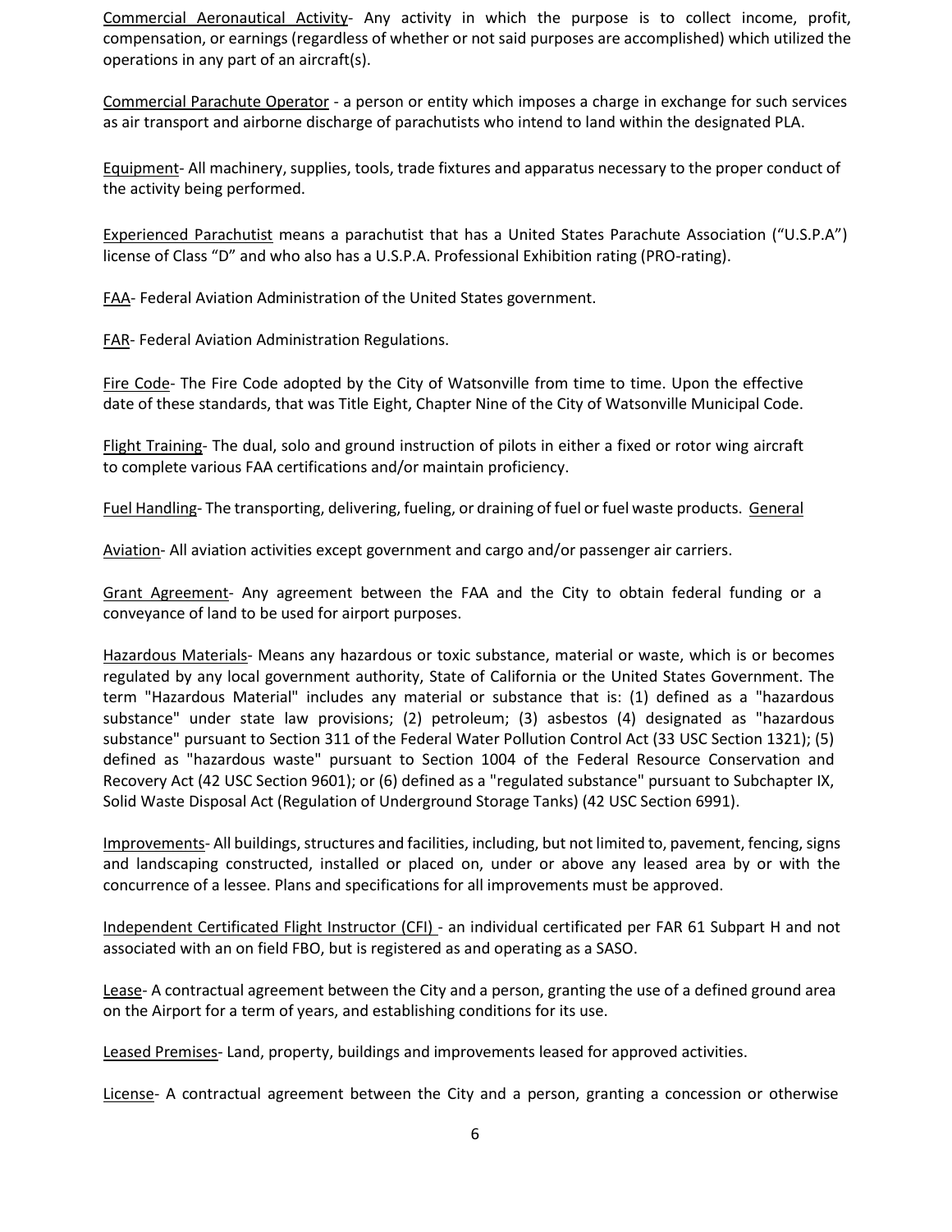Commercial Aeronautical Activity- Any activity in which the purpose is to collect income, profit, compensation, or earnings (regardless of whether or not said purposes are accomplished) which utilized the operations in any part of an aircraft(s).

Commercial Parachute Operator - a person or entity which imposes a charge in exchange for such services as air transport and airborne discharge of parachutists who intend to land within the designated PLA.

Equipment- All machinery, supplies, tools, trade fixtures and apparatus necessary to the proper conduct of the activity being performed.

Experienced Parachutist means a parachutist that has a United States Parachute Association ("U.S.P.A") license of Class "D" and who also has a U.S.P.A. Professional Exhibition rating (PRO-rating).

FAA- Federal Aviation Administration of the United States government.

FAR- Federal Aviation Administration Regulations.

Fire Code- The Fire Code adopted by the City of Watsonville from time to time. Upon the effective date of these standards, that was Title Eight, Chapter Nine of the City of Watsonville Municipal Code.

Flight Training- The dual, solo and ground instruction of pilots in either a fixed or rotor wing aircraft to complete various FAA certifications and/or maintain proficiency.

Fuel Handling- The transporting, delivering, fueling, or draining of fuel or fuel waste products.

General Aviation- All aviation activities except government and cargo and/or passenger air carriers.

Grant Agreement- Any agreement between the FAA and the City to obtain federal funding or a conveyance of land to be used for airport purposes.

Hazardous Materials- Means any hazardous or toxic substance, material or waste, which is or becomes regulated by any local government authority, State of California or the United States Government. The term "Hazardous Material" includes any material or substance that is: (1) defined as a "hazardous substance" under state law provisions; (2) petroleum; (3) asbestos (4) designated as "hazardous substance" pursuant to Section 311 of the Federal Water Pollution Control Act (33 USC Section 1321); (5) defined as "hazardous waste" pursuant to Section 1004 of the Federal Resource Conservation and Recovery Act (42 USC Section 9601); or (6) defined as a "regulated substance" pursuant to Subchapter IX, Solid Waste Disposal Act (Regulation of Underground Storage Tanks) (42 USC Section 6991).

Improvements- All buildings, structures and facilities, including, but not limited to, pavement, fencing, signs and landscaping constructed, installed or placed on, under or above any leased area by or with the concurrence of a lessee. Plans and specifications for all improvements must be approved.

Independent Certificated Flight Instructor (CFI) - an individual certificated per FAR 61 Subpart H and not associated with an on field FBO, but is registered as and operating as a SASO.

Lease- A contractual agreement between the City and a person, granting the use of a defined ground area on the Airport for a term of years, and establishing conditions for its use.

Leased Premises- Land, property, buildings and improvements leased for approved activities.

License- A contractual agreement between the City and a person, granting a concession or otherwise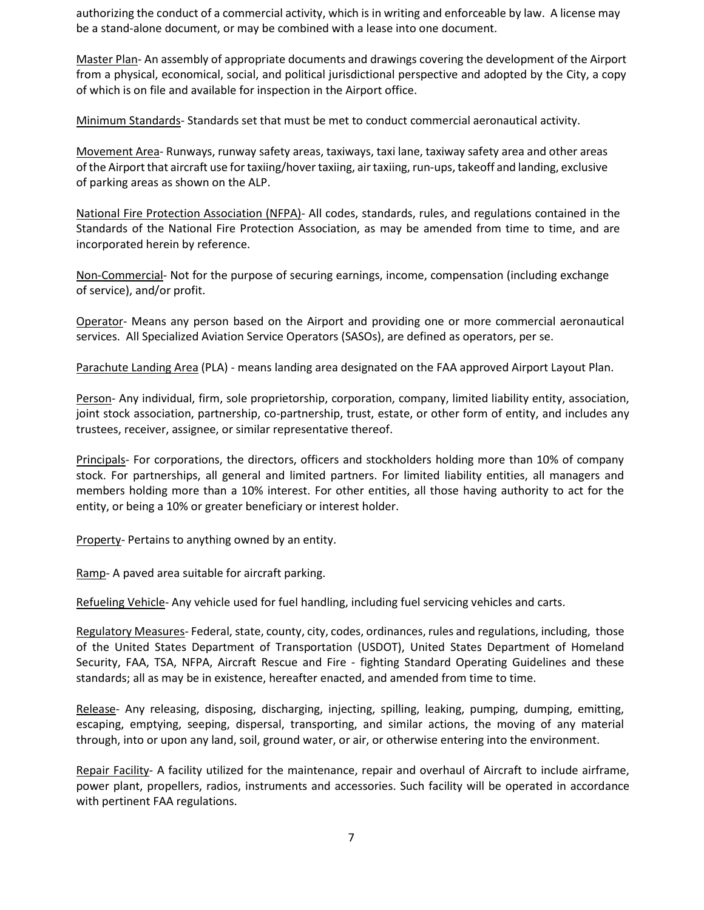authorizing the conduct of a commercial activity, which is in writing and enforceable by law. A license may be a stand-alone document, or may be combined with a lease into one document.

Master Plan- An assembly of appropriate documents and drawings covering the development of the Airport from a physical, economical, social, and political jurisdictional perspective and adopted by the City, a copy of which is on file and available for inspection in the Airport office.

Minimum Standards- Standards set that must be met to conduct commercial aeronautical activity.

Movement Area- Runways, runway safety areas, taxiways, taxi lane, taxiway safety area and other areas of the Airport that aircraft use for taxiing/hover taxiing, air taxiing, run-ups, takeoff and landing, exclusive of parking areas as shown on the ALP.

National Fire Protection Association (NFPA)- All codes, standards, rules, and regulations contained in the Standards of the National Fire Protection Association, as may be amended from time to time, and are incorporated herein by reference.

Non-Commercial- Not for the purpose of securing earnings, income, compensation (including exchange of service), and/or profit.

Operator- Means any person based on the Airport and providing one or more commercial aeronautical services. All Specialized Aviation Service Operators (SASOs), are defined as operators, per se.

Parachute Landing Area (PLA) - means landing area designated on the FAA approved Airport Layout Plan.

Person- Any individual, firm, sole proprietorship, corporation, company, limited liability entity, association, joint stock association, partnership, co-partnership, trust, estate, or other form of entity, and includes any trustees, receiver, assignee, or similar representative thereof.

Principals- For corporations, the directors, officers and stockholders holding more than 10% of company stock. For partnerships, all general and limited partners. For limited liability entities, all managers and members holding more than a 10% interest. For other entities, all those having authority to act for the entity, or being a 10% or greater beneficiary or interest holder.

Property- Pertains to anything owned by an entity.

Ramp- A paved area suitable for aircraft parking.

Refueling Vehicle- Any vehicle used for fuel handling, including fuel servicing vehicles and carts.

Regulatory Measures- Federal, state, county, city, codes, ordinances, rules and regulations, including, those of the United States Department of Transportation (USDOT), United States Department of Homeland Security, FAA, TSA, NFPA, Aircraft Rescue and Fire - fighting Standard Operating Guidelines and these standards; all as may be in existence, hereafter enacted, and amended from time to time.

Release- Any releasing, disposing, discharging, injecting, spilling, leaking, pumping, dumping, emitting, escaping, emptying, seeping, dispersal, transporting, and similar actions, the moving of any material through, into or upon any land, soil, ground water, or air, or otherwise entering into the environment.

Repair Facility- A facility utilized for the maintenance, repair and overhaul of Aircraft to include airframe, power plant, propellers, radios, instruments and accessories. Such facility will be operated in accordance with pertinent FAA regulations.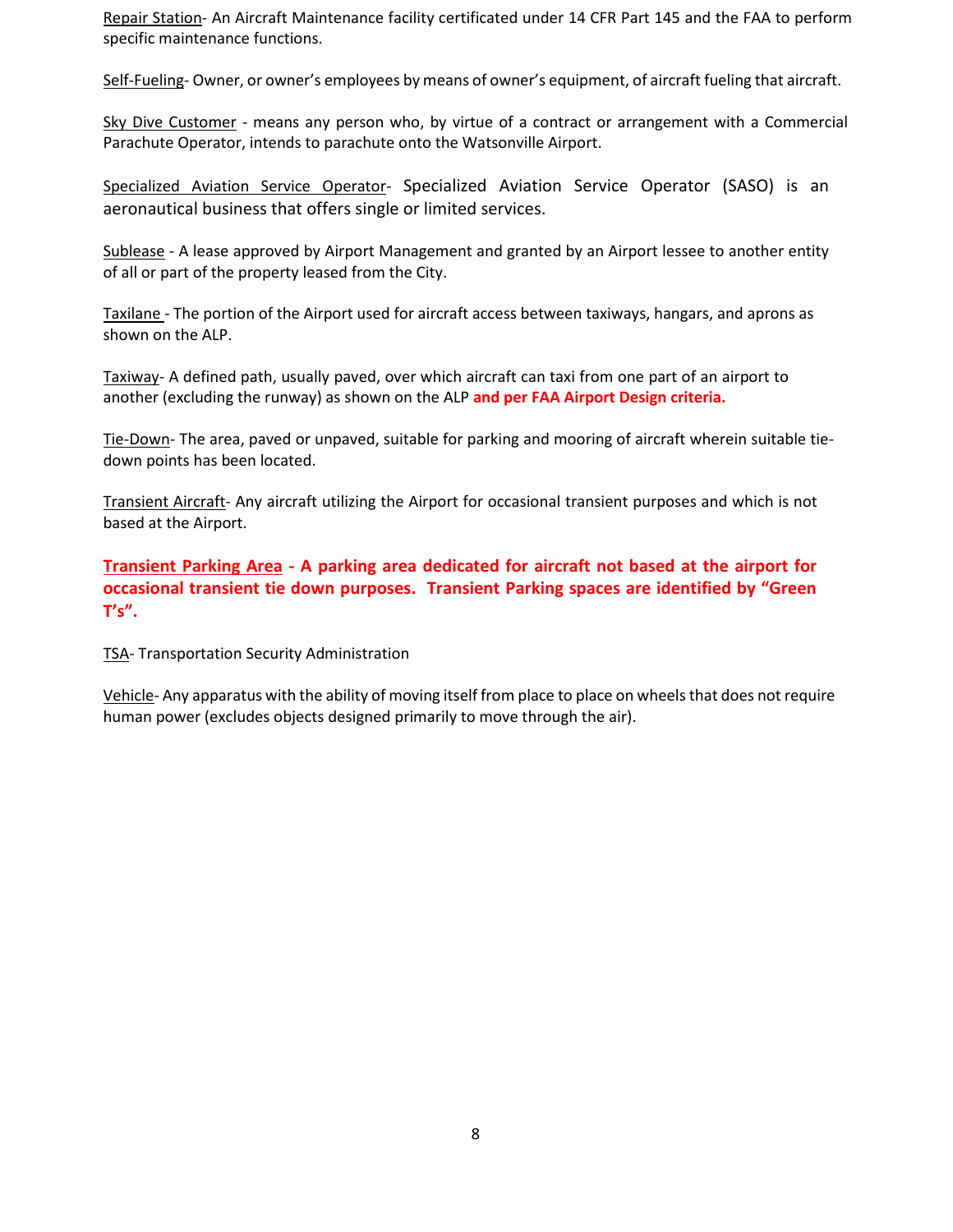Repair Station- An Aircraft Maintenance facility certificated under 14 CFR Part 145 and the FAA to perform specific maintenance functions.

Self-Fueling- Owner, or owner's employees by means of owner's equipment, of aircraft fueling that aircraft.

Sky Dive Customer - means any person who, by virtue of a contract or arrangement with a Commercial Parachute Operator, intends to parachute onto the Watsonville Airport.

Specialized Aviation Service Operator- Specialized Aviation Service Operator (SASO) is an aeronautical business that offers single or limited services.

Sublease - A lease approved by Airport Management and granted by an Airport lessee to another entity of all or part of the property leased from the City.

Taxilane - The portion of the Airport used for aircraft access between taxiways, hangars, and aprons as shown on the ALP.

Taxiway- A defined path, usually paved, over which aircraft can taxi from one part of an airport to another (excluding the runway) as shown on the ALP **and per FAA Airport Design criteria.**

Tie-Down- The area, paved or unpaved, suitable for parking and mooring of aircraft wherein suitable tie-down points has been located.

Transient Aircraft- Any aircraft utilizing the Airport for occasional transient purposes and which is not based at the Airport.

**Transient Parking Area - A parking area dedicated for aircraft not based at the airport for occasional transient tie down purposes. Transient Parking spaces are identified by "Green T's".**

TSA- Transportation Security Administration

Vehicle- Any apparatus with the ability of moving itself from place to place on wheels that does not require human power (excludes objects designed primarily to move through the air).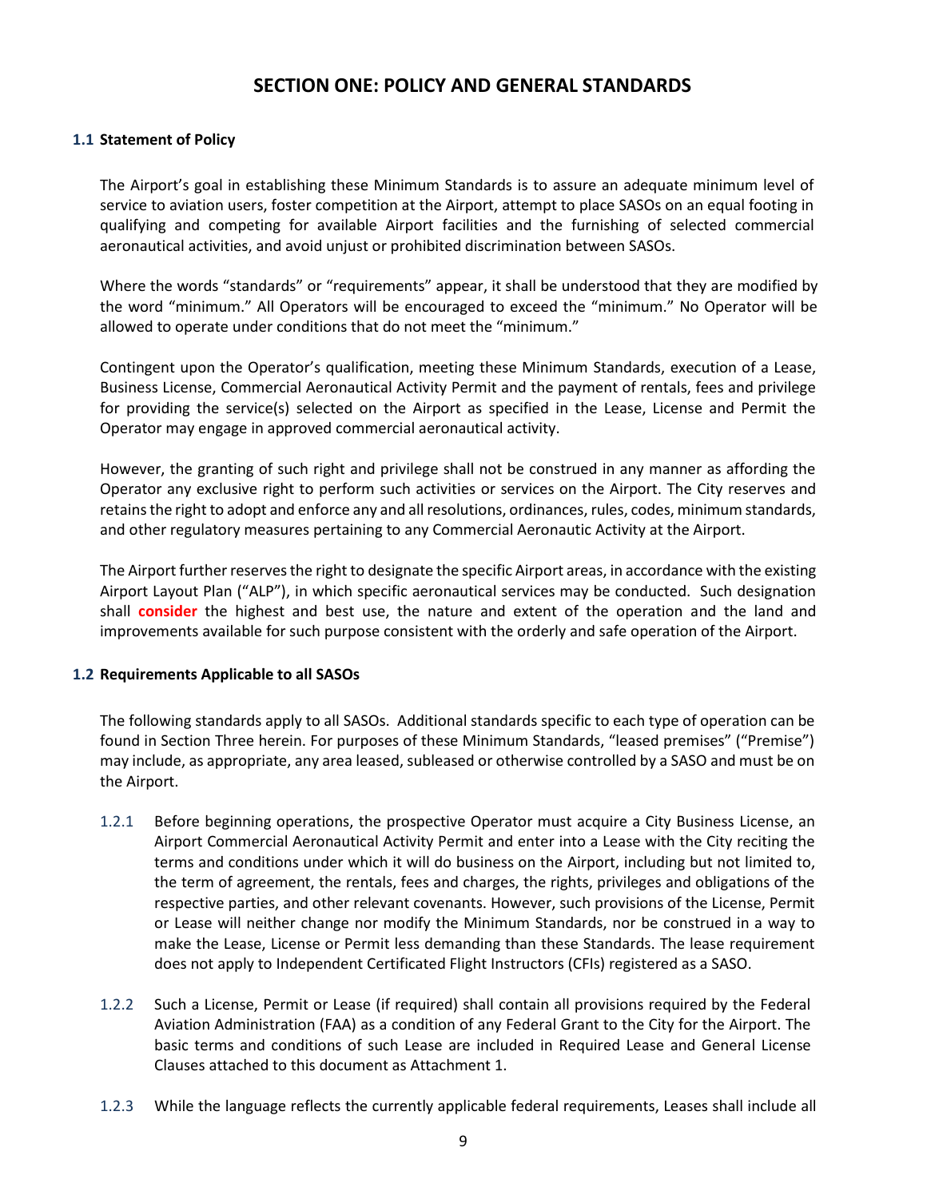# SECTION ONE: POLICY AND GENERAL STANDARDS

### 1.1 Statement of Policy

The Airport's goal in establishing these Minimum Standards is to assure an adequate minimum level of service to aviation users, foster competition at the Airport, attempt to place SASOs on an equal footing in qualifying and competing for available Airport facilities and the furnishing of selected commercial aeronautical activities, and avoid unjust or prohibited discrimination between SASOs.

Where the words "standards" or "requirements" appear, it shall be understood that they are modified by the word "minimum." All Operators will be encouraged to exceed the "minimum." No Operator will be allowed to operate under conditions that do not meet the "minimum."

Contingent upon the Operator's qualification, meeting these Minimum Standards, execution of a Lease, Business License, Commercial Aeronautical Activity Permit and the payment of rentals, fees and privilege for providing the service(s) selected on the Airport as specified in the Lease, License and Permit the Operator may engage in approved commercial aeronautical activity.

However, the granting of such right and privilege shall not be construed in any manner as affording the Operator any exclusive right to perform such activities or services on the Airport. The City reserves and retains the right to adopt and enforce any and all resolutions, ordinances, rules, codes, minimum standards, and other regulatory measures pertaining to any Commercial Aeronautic Activity at the Airport.

The Airport further reserves the right to designate the specific Airport areas, in accordance with the existing Airport Layout Plan ("ALP"), in which specific aeronautical services may be conducted. Such designation shall **consider** the highest and best use, the nature and extent of the operation and the land and improvements available for such purpose consistent with the orderly and safe operation of the Airport.

### 1.2 Requirements Applicable to all SASOs

The following standards apply to all SASOs. Additional standards specific to each type of operation can be found in Section Three herein. For purposes of these Minimum Standards, "leased premises" ("Premise") may include, as appropriate, any area leased, subleased or otherwise controlled by a SASO and must be on the Airport.

1.2.1 Before beginning operations, the prospective Operator must acquire a City Business License, an Airport Commercial Aeronautical Activity Permit and enter into a Lease with the City reciting the terms and conditions under which it will do business on the Airport, including but not limited to, the term of agreement, the rentals, fees and charges, the rights, privileges and obligations of the respective parties, and other relevant covenants. However, such provisions of the License, Permit or Lease will neither change nor modify the Minimum Standards, nor be construed in a way to make the Lease, License or Permit less demanding than these Standards. The lease requirement does not apply to Independent Certificated Flight Instructors (CFIs) registered as a SASO.

1.2.2 Such a License, Permit or Lease (if required) shall contain all provisions required by the Federal Aviation Administration (FAA) as a condition of any Federal Grant to the City for the Airport. The basic terms and conditions of such Lease are included in Required Lease and General License Clauses attached to this document as Attachment 1.

1.2.3 While the language reflects the currently applicable federal requirements, Leases shall include all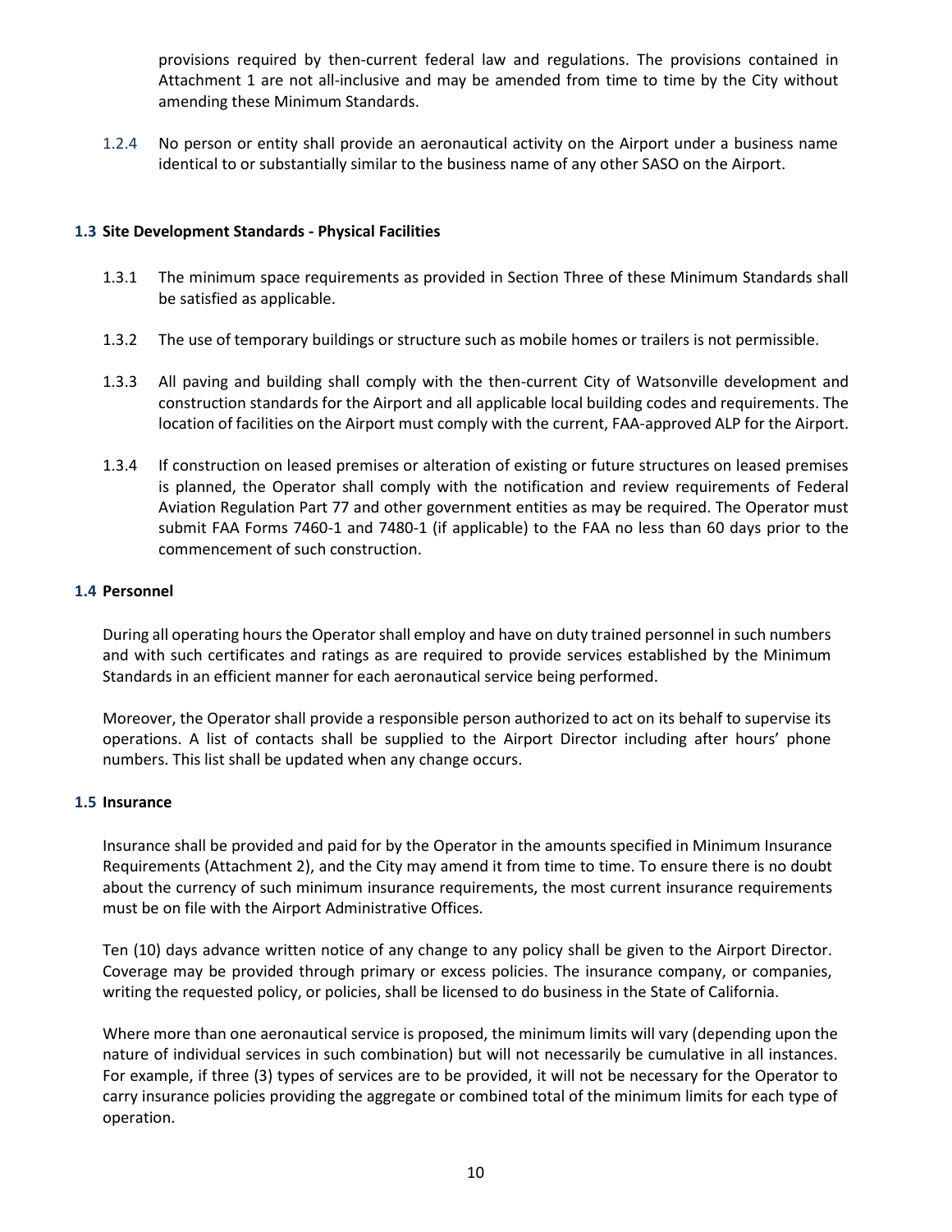provisions required by then-current federal law and regulations. The provisions contained in Attachment 1 are not all-inclusive and may be amended from time to time by the City without amending these Minimum Standards.

1.2.4 No person or entity shall provide an aeronautical activity on the Airport under a business name identical to or substantially similar to the business name of any other SASO on the Airport.

### 1.3 Site Development Standards - Physical Facilities

1.3.1 The minimum space requirements as provided in Section Three of these Minimum Standards shall be satisfied as applicable.

1.3.2 The use of temporary buildings or structure such as mobile homes or trailers is not permissible.

1.3.3 All paving and building shall comply with the then-current City of Watsonville development and construction standards for the Airport and all applicable local building codes and requirements. The location of facilities on the Airport must comply with the current, FAA-approved ALP for the Airport.

1.3.4 If construction on leased premises or alteration of existing or future structures on leased premises is planned, the Operator shall comply with the notification and review requirements of Federal Aviation Regulation Part 77 and other government entities as may be required. The Operator must submit FAA Forms 7460-1 and 7480-1 (if applicable) to the FAA no less than 60 days prior to the commencement of such construction.

### 1.4 Personnel

During all operating hours the Operator shall employ and have on duty trained personnel in such numbers and with such certificates and ratings as are required to provide services established by the Minimum Standards in an efficient manner for each aeronautical service being performed.

Moreover, the Operator shall provide a responsible person authorized to act on its behalf to supervise its operations. A list of contacts shall be supplied to the Airport Director including after hours' phone numbers. This list shall be updated when any change occurs.

### 1.5 Insurance

Insurance shall be provided and paid for by the Operator in the amounts specified in Minimum Insurance Requirements (Attachment 2), and the City may amend it from time to time. To ensure there is no doubt about the currency of such minimum insurance requirements, the most current insurance requirements must be on file with the Airport Administrative Offices.

Ten (10) days advance written notice of any change to any policy shall be given to the Airport Director. Coverage may be provided through primary or excess policies. The insurance company, or companies, writing the requested policy, or policies, shall be licensed to do business in the State of California.

Where more than one aeronautical service is proposed, the minimum limits will vary (depending upon the nature of individual services in such combination) but will not necessarily be cumulative in all instances. For example, if three (3) types of services are to be provided, it will not be necessary for the Operator to carry insurance policies providing the aggregate or combined total of the minimum limits for each type of operation.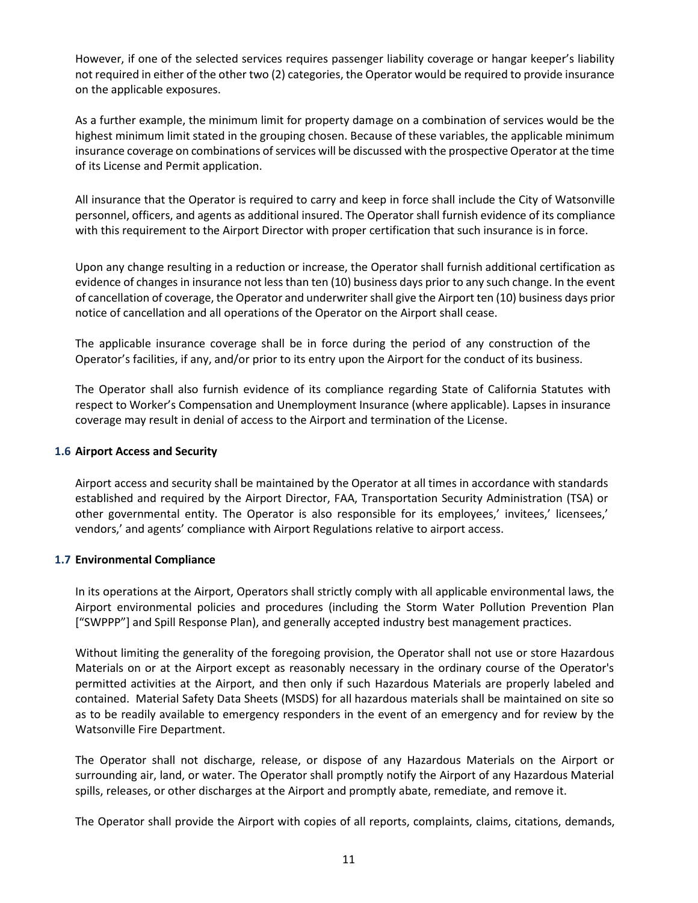However, if one of the selected services requires passenger liability coverage or hangar keeper's liability not required in either of the other two (2) categories, the Operator would be required to provide insurance on the applicable exposures.

As a further example, the minimum limit for property damage on a combination of services would be the highest minimum limit stated in the grouping chosen. Because of these variables, the applicable minimum insurance coverage on combinations of services will be discussed with the prospective Operator at the time of its License and Permit application.

All insurance that the Operator is required to carry and keep in force shall include the City of Watsonville personnel, officers, and agents as additional insured. The Operator shall furnish evidence of its compliance with this requirement to the Airport Director with proper certification that such insurance is in force.

Upon any change resulting in a reduction or increase, the Operator shall furnish additional certification as evidence of changes in insurance not less than ten (10) business days prior to any such change. In the event of cancellation of coverage, the Operator and underwriter shall give the Airport ten (10) business days prior notice of cancellation and all operations of the Operator on the Airport shall cease.

The applicable insurance coverage shall be in force during the period of any construction of the Operator's facilities, if any, and/or prior to its entry upon the Airport for the conduct of its business.

The Operator shall also furnish evidence of its compliance regarding State of California Statutes with respect to Worker's Compensation and Unemployment Insurance (where applicable). Lapses in insurance coverage may result in denial of access to the Airport and termination of the License.

### 1.6 Airport Access and Security

Airport access and security shall be maintained by the Operator at all times in accordance with standards established and required by the Airport Director, FAA, Transportation Security Administration (TSA) or other governmental entity. The Operator is also responsible for its employees,' invitees,' licensees,' vendors,' and agents' compliance with Airport Regulations relative to airport access.

### 1.7 Environmental Compliance

In its operations at the Airport, Operators shall strictly comply with all applicable environmental laws, the Airport environmental policies and procedures (including the Storm Water Pollution Prevention Plan ["SWPPP"] and Spill Response Plan), and generally accepted industry best management practices.

Without limiting the generality of the foregoing provision, the Operator shall not use or store Hazardous Materials on or at the Airport except as reasonably necessary in the ordinary course of the Operator's permitted activities at the Airport, and then only if such Hazardous Materials are properly labeled and contained. Material Safety Data Sheets (MSDS) for all hazardous materials shall be maintained on site so as to be readily available to emergency responders in the event of an emergency and for review by the Watsonville Fire Department.

The Operator shall not discharge, release, or dispose of any Hazardous Materials on the Airport or surrounding air, land, or water. The Operator shall promptly notify the Airport of any Hazardous Material spills, releases, or other discharges at the Airport and promptly abate, remediate, and remove it.

The Operator shall provide the Airport with copies of all reports, complaints, claims, citations, demands,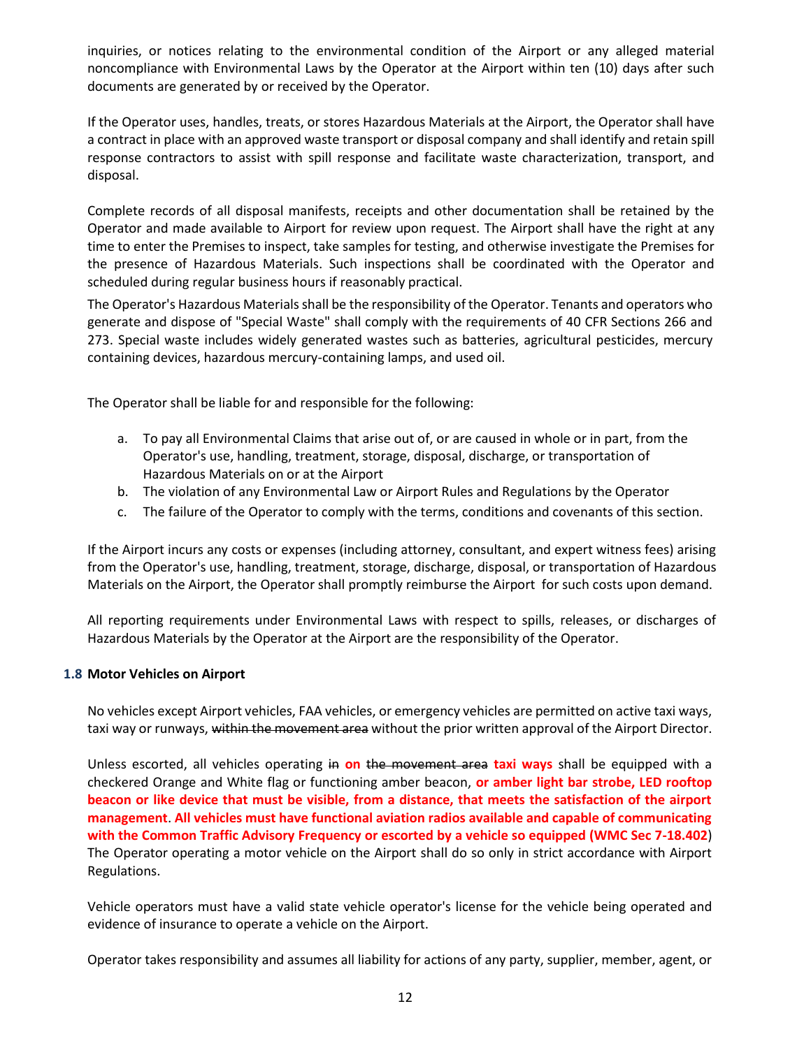inquiries, or notices relating to the environmental condition of the Airport or any alleged material noncompliance with Environmental Laws by the Operator at the Airport within ten (10) days after such documents are generated by or received by the Operator.

If the Operator uses, handles, treats, or stores Hazardous Materials at the Airport, the Operator shall have a contract in place with an approved waste transport or disposal company and shall identify and retain spill response contractors to assist with spill response and facilitate waste characterization, transport, and disposal.

Complete records of all disposal manifests, receipts and other documentation shall be retained by the Operator and made available to Airport for review upon request. The Airport shall have the right at any time to enter the Premises to inspect, take samples for testing, and otherwise investigate the Premises for the presence of Hazardous Materials. Such inspections shall be coordinated with the Operator and scheduled during regular business hours if reasonably practical.

The Operator's Hazardous Materials shall be the responsibility of the Operator. Tenants and operators who generate and dispose of "Special Waste" shall comply with the requirements of 40 CFR Sections 266 and 273. Special waste includes widely generated wastes such as batteries, agricultural pesticides, mercury containing devices, hazardous mercury-containing lamps, and used oil.

The Operator shall be liable for and responsible for the following:

a. To pay all Environmental Claims that arise out of, or are caused in whole or in part, from the Operator's use, handling, treatment, storage, disposal, discharge, or transportation of Hazardous Materials on or at the Airport
b. The violation of any Environmental Law or Airport Rules and Regulations by the Operator
c. The failure of the Operator to comply with the terms, conditions and covenants of this section.

If the Airport incurs any costs or expenses (including attorney, consultant, and expert witness fees) arising from the Operator's use, handling, treatment, storage, discharge, disposal, or transportation of Hazardous Materials on the Airport, the Operator shall promptly reimburse the Airport for such costs upon demand.

All reporting requirements under Environmental Laws with respect to spills, releases, or discharges of Hazardous Materials by the Operator at the Airport are the responsibility of the Operator.

### 1.8 Motor Vehicles on Airport

No vehicles except Airport vehicles, FAA vehicles, or emergency vehicles are permitted on active taxi ways, taxi way or runways, ~~within the movement area~~ without the prior written approval of the Airport Director.

Unless escorted, all vehicles operating ~~in~~ **on** ~~the movement area~~ **taxi ways** shall be equipped with a checkered Orange and White flag or functioning amber beacon, **or amber light bar strobe, LED rooftop beacon or like device that must be visible, from a distance, that meets the satisfaction of the airport management**. **All vehicles must have functional aviation radios available and capable of communicating with the Common Traffic Advisory Frequency or escorted by a vehicle so equipped (WMC Sec 7-18.402**) The Operator operating a motor vehicle on the Airport shall do so only in strict accordance with Airport Regulations.

Vehicle operators must have a valid state vehicle operator's license for the vehicle being operated and evidence of insurance to operate a vehicle on the Airport.

Operator takes responsibility and assumes all liability for actions of any party, supplier, member, agent, or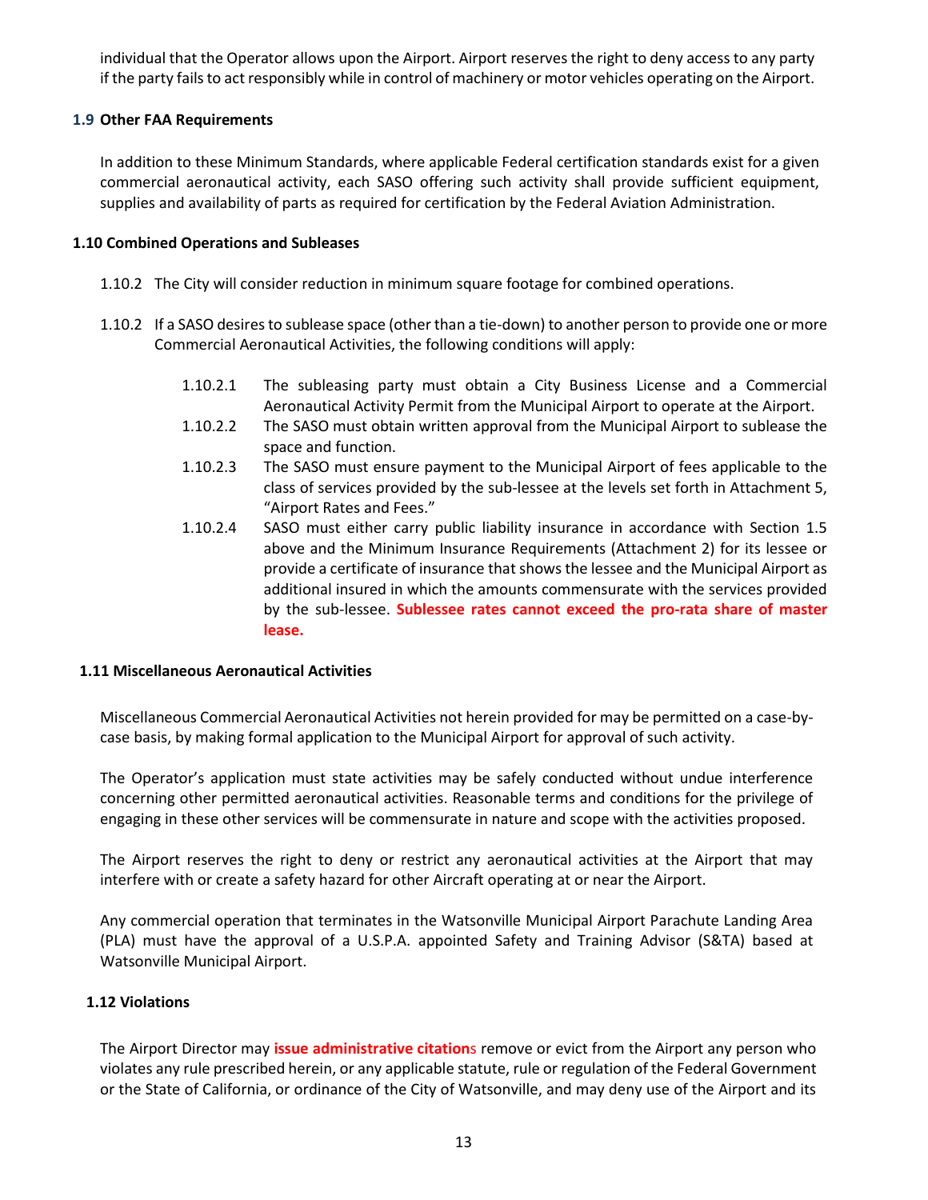individual that the Operator allows upon the Airport. Airport reserves the right to deny access to any party if the party fails to act responsibly while in control of machinery or motor vehicles operating on the Airport.

### 1.9 Other FAA Requirements

In addition to these Minimum Standards, where applicable Federal certification standards exist for a given commercial aeronautical activity, each SASO offering such activity shall provide sufficient equipment, supplies and availability of parts as required for certification by the Federal Aviation Administration.

### 1.10 Combined Operations and Subleases

1.10.2 The City will consider reduction in minimum square footage for combined operations.

1.10.2 If a SASO desires to sublease space (other than a tie-down) to another person to provide one or more Commercial Aeronautical Activities, the following conditions will apply:

- 1.10.2.1 The subleasing party must obtain a City Business License and a Commercial Aeronautical Activity Permit from the Municipal Airport to operate at the Airport.
- 1.10.2.2 The SASO must obtain written approval from the Municipal Airport to sublease the space and function.
- 1.10.2.3 The SASO must ensure payment to the Municipal Airport of fees applicable to the class of services provided by the sub-lessee at the levels set forth in Attachment 5, "Airport Rates and Fees."
- 1.10.2.4 SASO must either carry public liability insurance in accordance with Section 1.5 above and the Minimum Insurance Requirements (Attachment 2) for its lessee or provide a certificate of insurance that shows the lessee and the Municipal Airport as additional insured in which the amounts commensurate with the services provided by the sub-lessee. **Sublessee rates cannot exceed the pro-rata share of master lease.**

### 1.11 Miscellaneous Aeronautical Activities

Miscellaneous Commercial Aeronautical Activities not herein provided for may be permitted on a case-by-case basis, by making formal application to the Municipal Airport for approval of such activity.

The Operator's application must state activities may be safely conducted without undue interference concerning other permitted aeronautical activities. Reasonable terms and conditions for the privilege of engaging in these other services will be commensurate in nature and scope with the activities proposed.

The Airport reserves the right to deny or restrict any aeronautical activities at the Airport that may interfere with or create a safety hazard for other Aircraft operating at or near the Airport.

Any commercial operation that terminates in the Watsonville Municipal Airport Parachute Landing Area (PLA) must have the approval of a U.S.P.A. appointed Safety and Training Advisor (S&TA) based at Watsonville Municipal Airport.

### 1.12 Violations

The Airport Director may **issue administrative citation**s remove or evict from the Airport any person who violates any rule prescribed herein, or any applicable statute, rule or regulation of the Federal Government or the State of California, or ordinance of the City of Watsonville, and may deny use of the Airport and its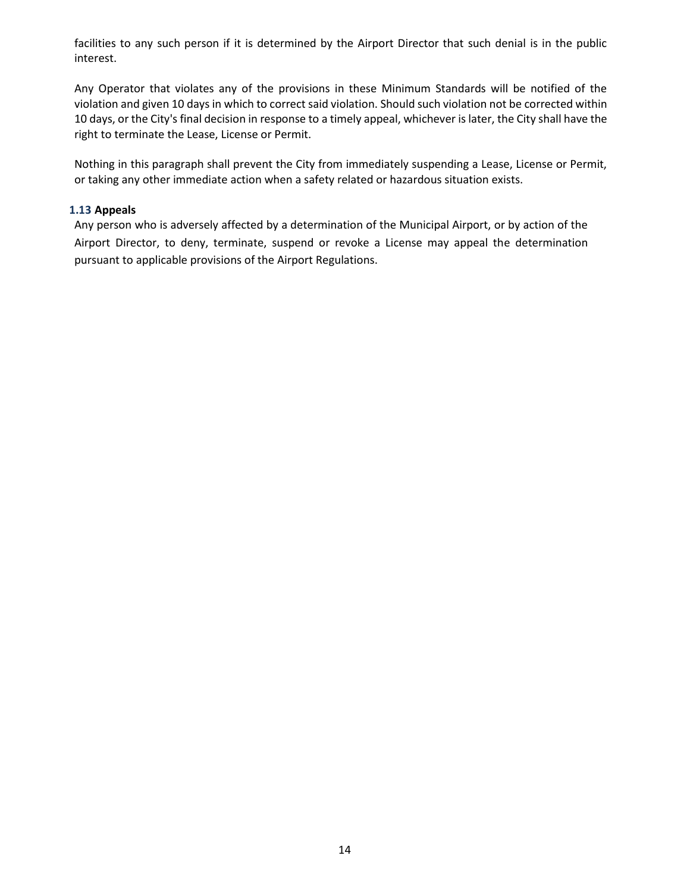facilities to any such person if it is determined by the Airport Director that such denial is in the public interest.

Any Operator that violates any of the provisions in these Minimum Standards will be notified of the violation and given 10 days in which to correct said violation. Should such violation not be corrected within 10 days, or the City's final decision in response to a timely appeal, whichever is later, the City shall have the right to terminate the Lease, License or Permit.

Nothing in this paragraph shall prevent the City from immediately suspending a Lease, License or Permit, or taking any other immediate action when a safety related or hazardous situation exists.

### 1.13 Appeals

Any person who is adversely affected by a determination of the Municipal Airport, or by action of the Airport Director, to deny, terminate, suspend or revoke a License may appeal the determination pursuant to applicable provisions of the Airport Regulations.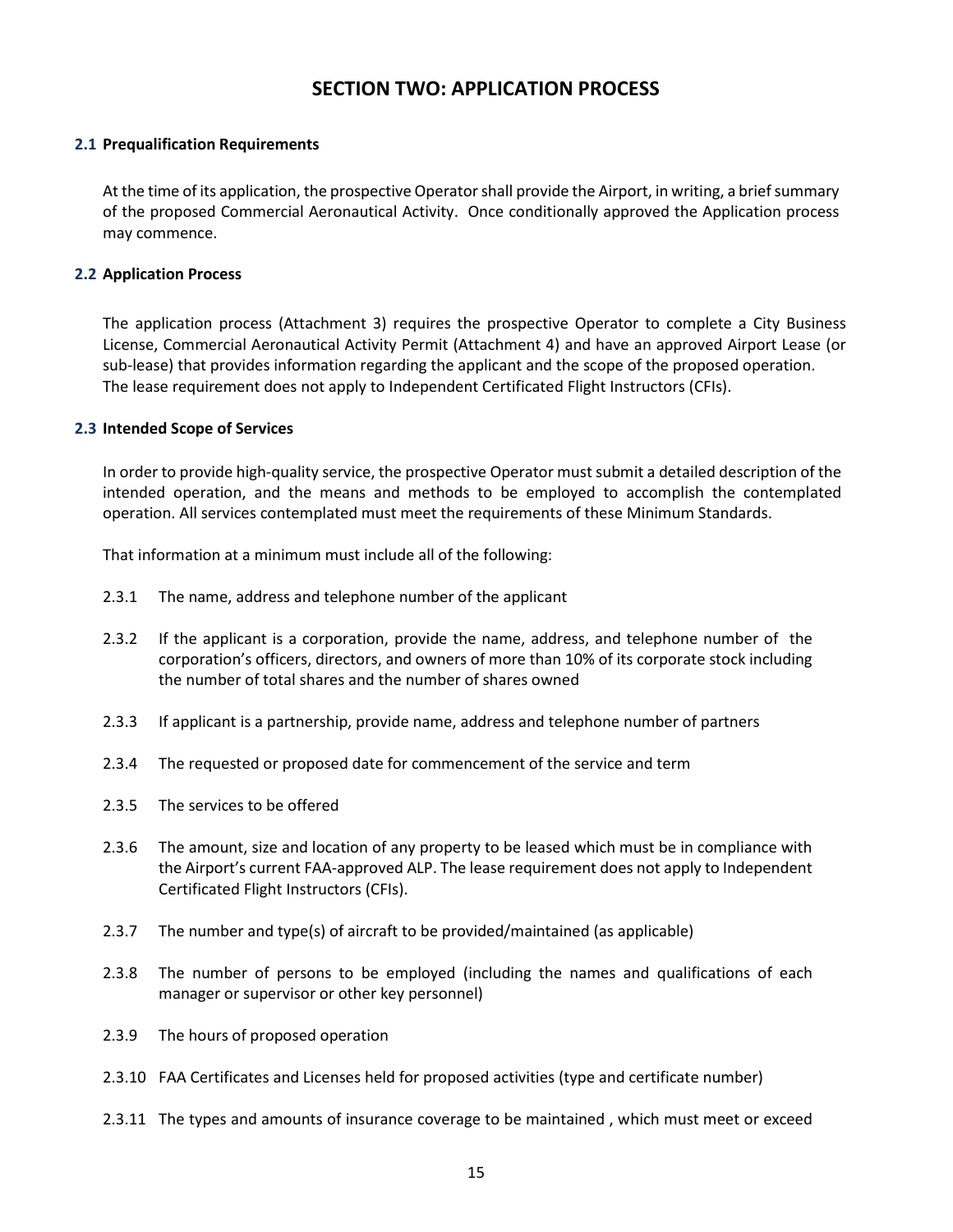# SECTION TWO: APPLICATION PROCESS

### 2.1 Prequalification Requirements

At the time of its application, the prospective Operator shall provide the Airport, in writing, a brief summary of the proposed Commercial Aeronautical Activity. Once conditionally approved the Application process may commence.

### 2.2 Application Process

The application process (Attachment 3) requires the prospective Operator to complete a City Business License, Commercial Aeronautical Activity Permit (Attachment 4) and have an approved Airport Lease (or sub-lease) that provides information regarding the applicant and the scope of the proposed operation. The lease requirement does not apply to Independent Certificated Flight Instructors (CFIs).

### 2.3 Intended Scope of Services

In order to provide high-quality service, the prospective Operator must submit a detailed description of the intended operation, and the means and methods to be employed to accomplish the contemplated operation. All services contemplated must meet the requirements of these Minimum Standards.

That information at a minimum must include all of the following:

2.3.1 The name, address and telephone number of the applicant

2.3.2 If the applicant is a corporation, provide the name, address, and telephone number of the corporation's officers, directors, and owners of more than 10% of its corporate stock including the number of total shares and the number of shares owned

2.3.3 If applicant is a partnership, provide name, address and telephone number of partners

2.3.4 The requested or proposed date for commencement of the service and term

2.3.5 The services to be offered

2.3.6 The amount, size and location of any property to be leased which must be in compliance with the Airport's current FAA-approved ALP. The lease requirement does not apply to Independent Certificated Flight Instructors (CFIs).

2.3.7 The number and type(s) of aircraft to be provided/maintained (as applicable)

2.3.8 The number of persons to be employed (including the names and qualifications of each manager or supervisor or other key personnel)

2.3.9 The hours of proposed operation

2.3.10 FAA Certificates and Licenses held for proposed activities (type and certificate number)

2.3.11 The types and amounts of insurance coverage to be maintained , which must meet or exceed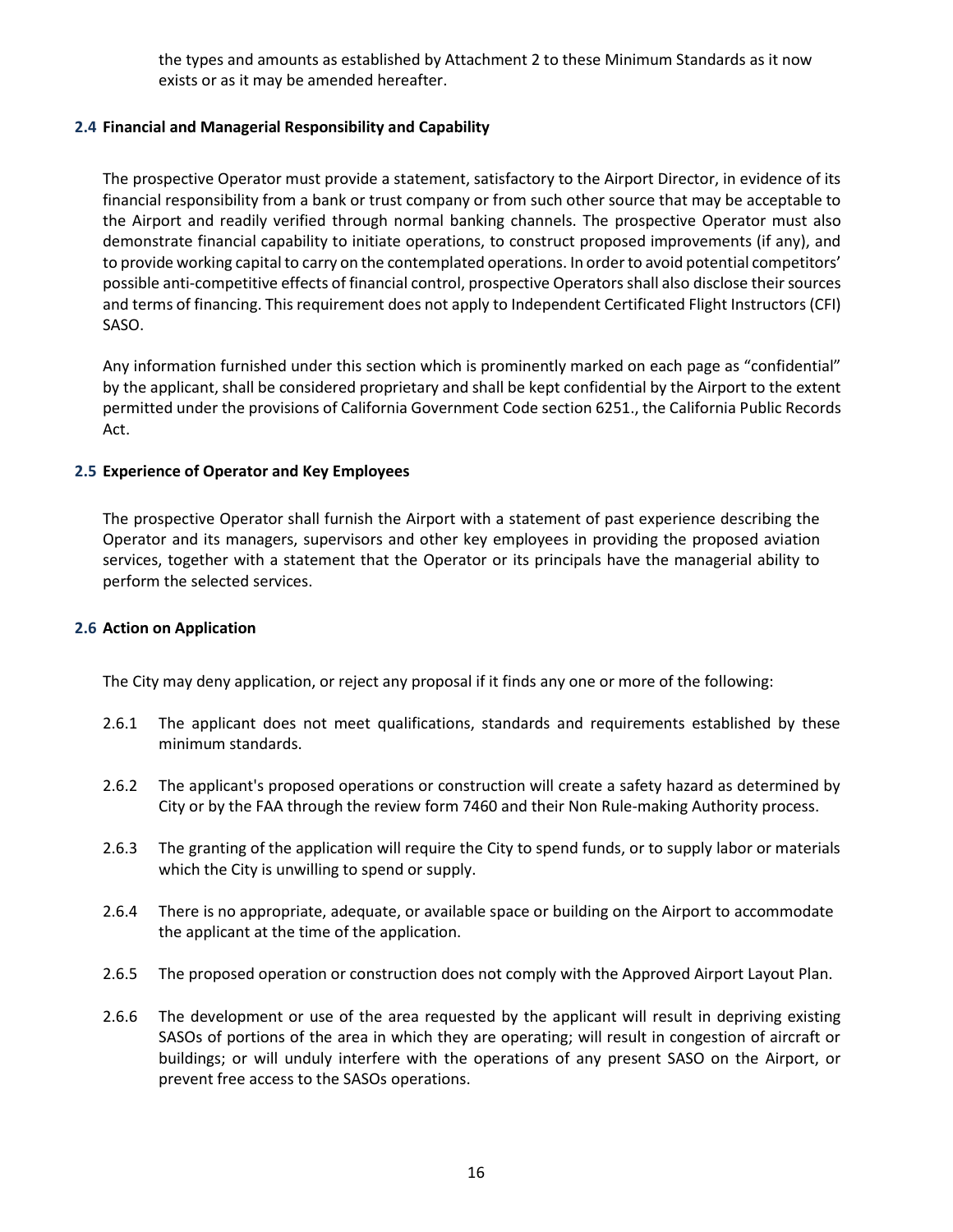the types and amounts as established by Attachment 2 to these Minimum Standards as it now exists or as it may be amended hereafter.

### 2.4 Financial and Managerial Responsibility and Capability

The prospective Operator must provide a statement, satisfactory to the Airport Director, in evidence of its financial responsibility from a bank or trust company or from such other source that may be acceptable to the Airport and readily verified through normal banking channels. The prospective Operator must also demonstrate financial capability to initiate operations, to construct proposed improvements (if any), and to provide working capital to carry on the contemplated operations. In order to avoid potential competitors' possible anti-competitive effects of financial control, prospective Operators shall also disclose their sources and terms of financing. This requirement does not apply to Independent Certificated Flight Instructors (CFI) SASO.

Any information furnished under this section which is prominently marked on each page as "confidential" by the applicant, shall be considered proprietary and shall be kept confidential by the Airport to the extent permitted under the provisions of California Government Code section 6251., the California Public Records Act.

### 2.5 Experience of Operator and Key Employees

The prospective Operator shall furnish the Airport with a statement of past experience describing the Operator and its managers, supervisors and other key employees in providing the proposed aviation services, together with a statement that the Operator or its principals have the managerial ability to perform the selected services.

### 2.6 Action on Application

The City may deny application, or reject any proposal if it finds any one or more of the following:

2.6.1 The applicant does not meet qualifications, standards and requirements established by these minimum standards.

2.6.2 The applicant's proposed operations or construction will create a safety hazard as determined by City or by the FAA through the review form 7460 and their Non Rule-making Authority process.

2.6.3 The granting of the application will require the City to spend funds, or to supply labor or materials which the City is unwilling to spend or supply.

2.6.4 There is no appropriate, adequate, or available space or building on the Airport to accommodate the applicant at the time of the application.

2.6.5 The proposed operation or construction does not comply with the Approved Airport Layout Plan.

2.6.6 The development or use of the area requested by the applicant will result in depriving existing SASOs of portions of the area in which they are operating; will result in congestion of aircraft or buildings; or will unduly interfere with the operations of any present SASO on the Airport, or prevent free access to the SASOs operations.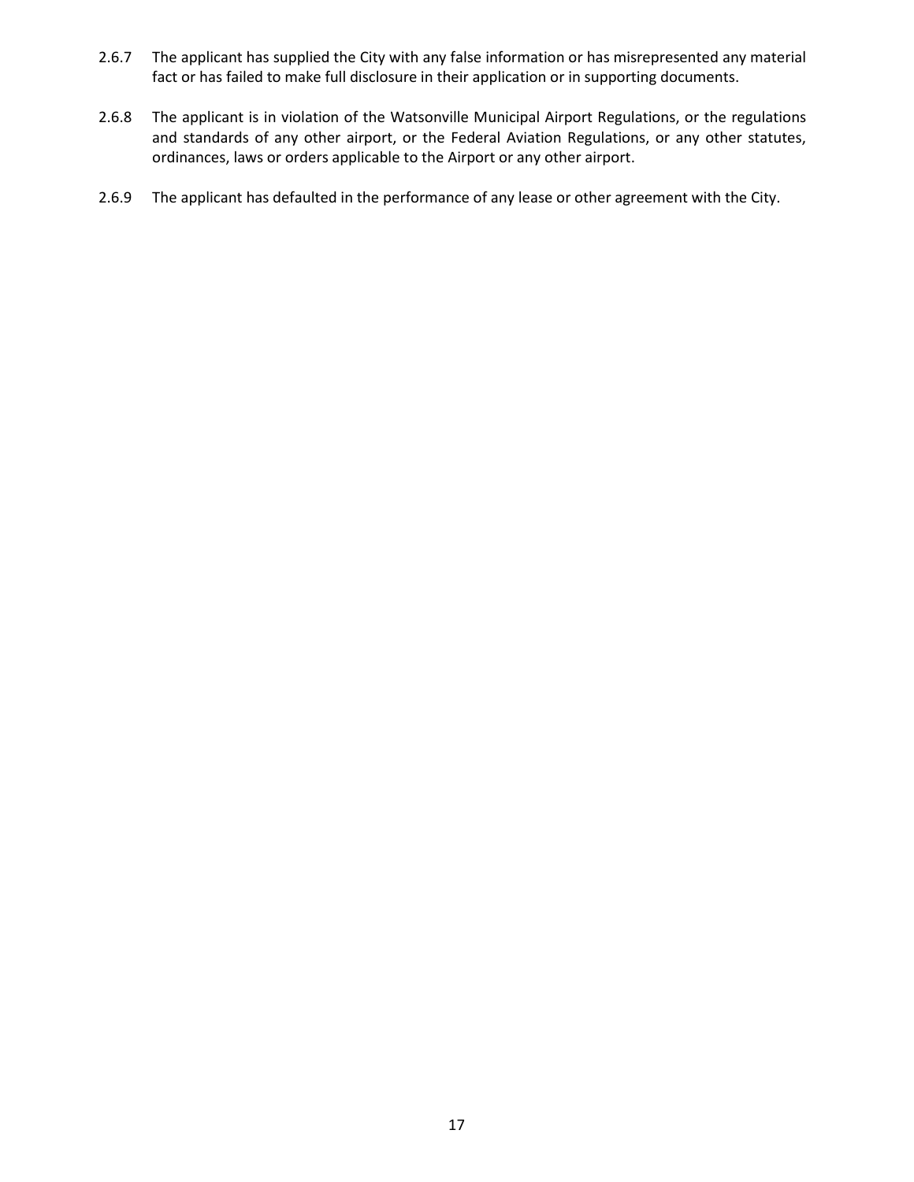2.6.7 The applicant has supplied the City with any false information or has misrepresented any material fact or has failed to make full disclosure in their application or in supporting documents.

2.6.8 The applicant is in violation of the Watsonville Municipal Airport Regulations, or the regulations and standards of any other airport, or the Federal Aviation Regulations, or any other statutes, ordinances, laws or orders applicable to the Airport or any other airport.

2.6.9 The applicant has defaulted in the performance of any lease or other agreement with the City.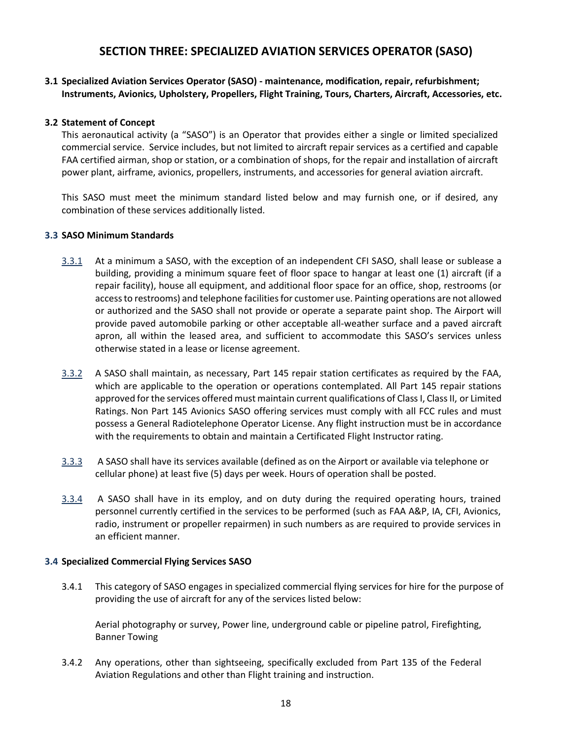# SECTION THREE: SPECIALIZED AVIATION SERVICES OPERATOR (SASO)

## 3.1 Specialized Aviation Services Operator (SASO) - maintenance, modification, repair, refurbishment; Instruments, Avionics, Upholstery, Propellers, Flight Training, Tours, Charters, Aircraft, Accessories, etc.

## 3.2 Statement of Concept

This aeronautical activity (a "SASO") is an Operator that provides either a single or limited specialized commercial service. Service includes, but not limited to aircraft repair services as a certified and capable FAA certified airman, shop or station, or a combination of shops, for the repair and installation of aircraft power plant, airframe, avionics, propellers, instruments, and accessories for general aviation aircraft.

This SASO must meet the minimum standard listed below and may furnish one, or if desired, any combination of these services additionally listed.

## 3.3 SASO Minimum Standards

3.3.1 At a minimum a SASO, with the exception of an independent CFI SASO, shall lease or sublease a building, providing a minimum square feet of floor space to hangar at least one (1) aircraft (if a repair facility), house all equipment, and additional floor space for an office, shop, restrooms (or access to restrooms) and telephone facilities for customer use. Painting operations are not allowed or authorized and the SASO shall not provide or operate a separate paint shop. The Airport will provide paved automobile parking or other acceptable all-weather surface and a paved aircraft apron, all within the leased area, and sufficient to accommodate this SASO's services unless otherwise stated in a lease or license agreement.

3.3.2 A SASO shall maintain, as necessary, Part 145 repair station certificates as required by the FAA, which are applicable to the operation or operations contemplated. All Part 145 repair stations approved for the services offered must maintain current qualifications of Class I, Class II, or Limited Ratings. Non Part 145 Avionics SASO offering services must comply with all FCC rules and must possess a General Radiotelephone Operator License. Any flight instruction must be in accordance with the requirements to obtain and maintain a Certificated Flight Instructor rating.

3.3.3 A SASO shall have its services available (defined as on the Airport or available via telephone or cellular phone) at least five (5) days per week. Hours of operation shall be posted.

3.3.4 A SASO shall have in its employ, and on duty during the required operating hours, trained personnel currently certified in the services to be performed (such as FAA A&P, IA, CFI, Avionics, radio, instrument or propeller repairmen) in such numbers as are required to provide services in an efficient manner.

## 3.4 Specialized Commercial Flying Services SASO

3.4.1 This category of SASO engages in specialized commercial flying services for hire for the purpose of providing the use of aircraft for any of the services listed below:

Aerial photography or survey, Power line, underground cable or pipeline patrol, Firefighting, Banner Towing

3.4.2 Any operations, other than sightseeing, specifically excluded from Part 135 of the Federal Aviation Regulations and other than Flight training and instruction.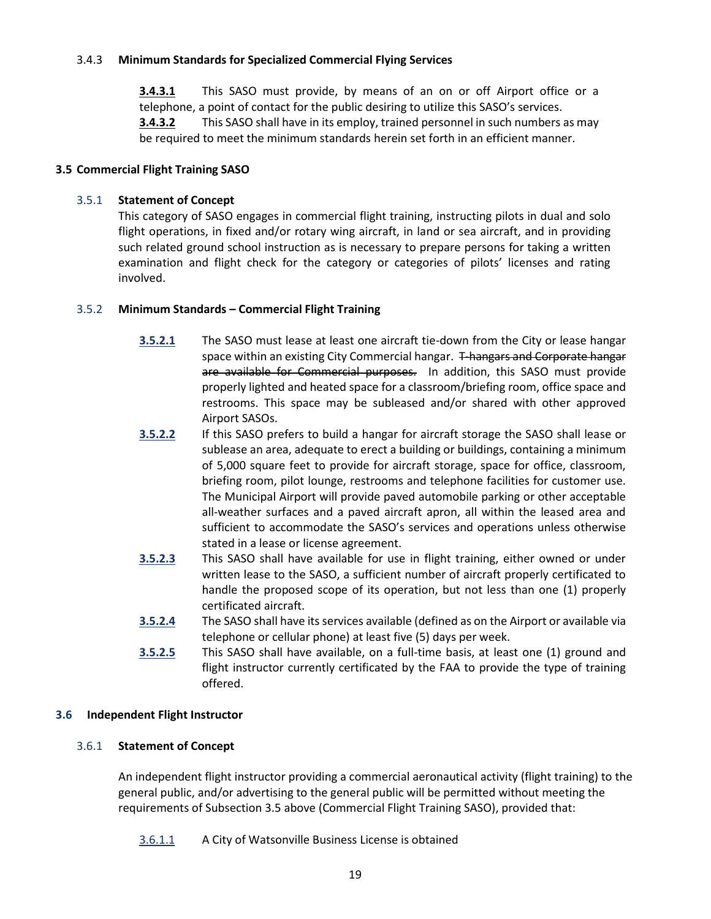### 3.4.3 Minimum Standards for Specialized Commercial Flying Services

**3.4.3.1** This SASO must provide, by means of an on or off Airport office or a telephone, a point of contact for the public desiring to utilize this SASO's services.

**3.4.3.2** This SASO shall have in its employ, trained personnel in such numbers as may be required to meet the minimum standards herein set forth in an efficient manner.

## 3.5 Commercial Flight Training SASO

### 3.5.1 Statement of Concept

This category of SASO engages in commercial flight training, instructing pilots in dual and solo flight operations, in fixed and/or rotary wing aircraft, in land or sea aircraft, and in providing such related ground school instruction as is necessary to prepare persons for taking a written examination and flight check for the category or categories of pilots' licenses and rating involved.

### 3.5.2 Minimum Standards – Commercial Flight Training

**3.5.2.1** The SASO must lease at least one aircraft tie-down from the City or lease hangar space within an existing City Commercial hangar. ~~T-hangars and Corporate hangar are available for Commercial purposes.~~ In addition, this SASO must provide properly lighted and heated space for a classroom/briefing room, office space and restrooms. This space may be subleased and/or shared with other approved Airport SASOs.

**3.5.2.2** If this SASO prefers to build a hangar for aircraft storage the SASO shall lease or sublease an area, adequate to erect a building or buildings, containing a minimum of 5,000 square feet to provide for aircraft storage, space for office, classroom, briefing room, pilot lounge, restrooms and telephone facilities for customer use. The Municipal Airport will provide paved automobile parking or other acceptable all-weather surfaces and a paved aircraft apron, all within the leased area and sufficient to accommodate the SASO's services and operations unless otherwise stated in a lease or license agreement.

**3.5.2.3** This SASO shall have available for use in flight training, either owned or under written lease to the SASO, a sufficient number of aircraft properly certificated to handle the proposed scope of its operation, but not less than one (1) properly certificated aircraft.

**3.5.2.4** The SASO shall have its services available (defined as on the Airport or available via telephone or cellular phone) at least five (5) days per week.

**3.5.2.5** This SASO shall have available, on a full-time basis, at least one (1) ground and flight instructor currently certificated by the FAA to provide the type of training offered.

## 3.6 Independent Flight Instructor

### 3.6.1 Statement of Concept

An independent flight instructor providing a commercial aeronautical activity (flight training) to the general public, and/or advertising to the general public will be permitted without meeting the requirements of Subsection 3.5 above (Commercial Flight Training SASO), provided that:

3.6.1.1 A City of Watsonville Business License is obtained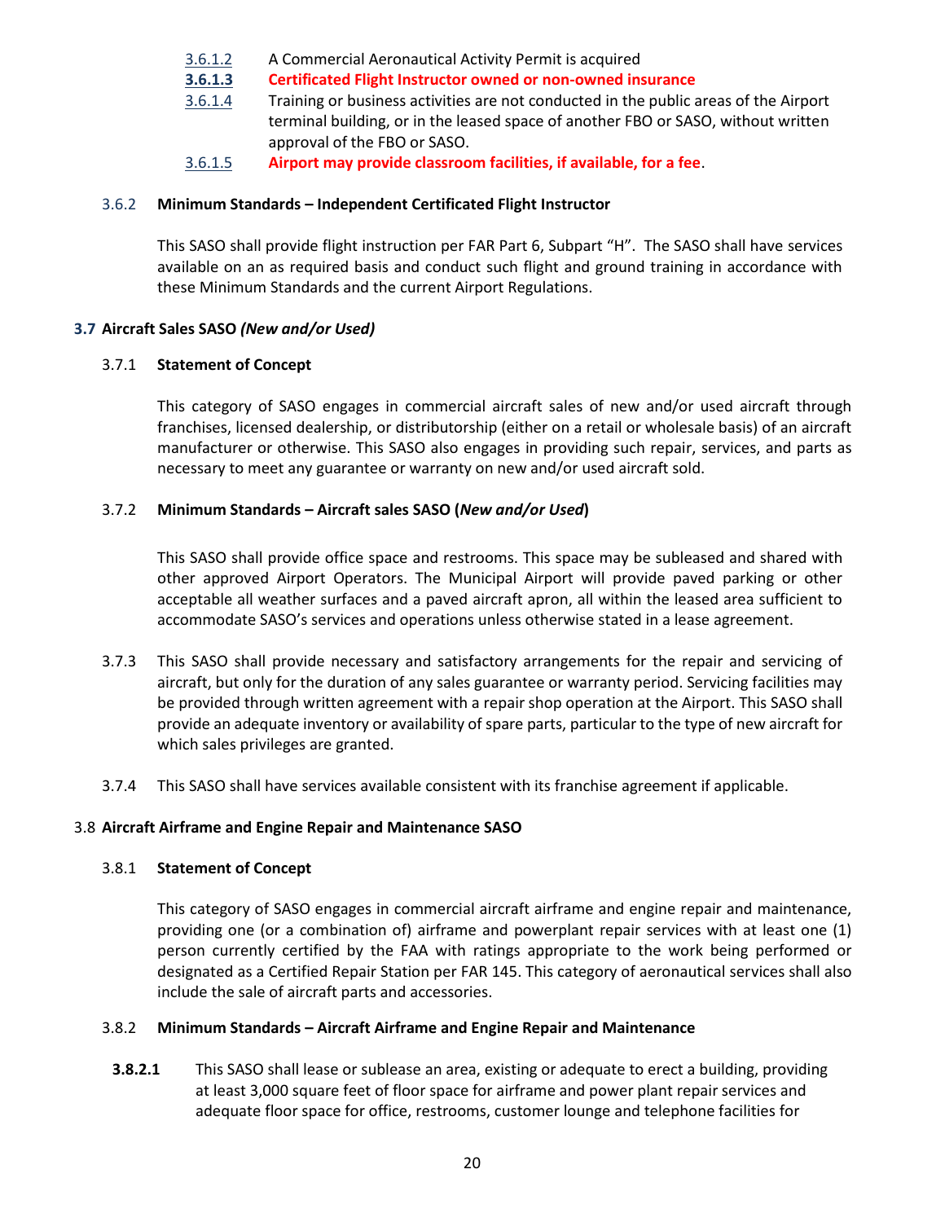3.6.1.2 A Commercial Aeronautical Activity Permit is acquired

**3.6.1.3 Certificated Flight Instructor owned or non-owned insurance**

3.6.1.4 Training or business activities are not conducted in the public areas of the Airport terminal building, or in the leased space of another FBO or SASO, without written approval of the FBO or SASO.

3.6.1.5 **Airport may provide classroom facilities, if available, for a fee**.

3.6.2 **Minimum Standards – Independent Certificated Flight Instructor**

This SASO shall provide flight instruction per FAR Part 6, Subpart "H". The SASO shall have services available on an as required basis and conduct such flight and ground training in accordance with these Minimum Standards and the current Airport Regulations.

## 3.7 Aircraft Sales SASO *(New and/or Used)*

3.7.1 **Statement of Concept**

This category of SASO engages in commercial aircraft sales of new and/or used aircraft through franchises, licensed dealership, or distributorship (either on a retail or wholesale basis) of an aircraft manufacturer or otherwise. This SASO also engages in providing such repair, services, and parts as necessary to meet any guarantee or warranty on new and/or used aircraft sold.

3.7.2 **Minimum Standards – Aircraft sales SASO (*New and/or Used*)**

This SASO shall provide office space and restrooms. This space may be subleased and shared with other approved Airport Operators. The Municipal Airport will provide paved parking or other acceptable all weather surfaces and a paved aircraft apron, all within the leased area sufficient to accommodate SASO's services and operations unless otherwise stated in a lease agreement.

3.7.3 This SASO shall provide necessary and satisfactory arrangements for the repair and servicing of aircraft, but only for the duration of any sales guarantee or warranty period. Servicing facilities may be provided through written agreement with a repair shop operation at the Airport. This SASO shall provide an adequate inventory or availability of spare parts, particular to the type of new aircraft for which sales privileges are granted.

3.7.4 This SASO shall have services available consistent with its franchise agreement if applicable.

## 3.8 Aircraft Airframe and Engine Repair and Maintenance SASO

3.8.1 **Statement of Concept**

This category of SASO engages in commercial aircraft airframe and engine repair and maintenance, providing one (or a combination of) airframe and powerplant repair services with at least one (1) person currently certified by the FAA with ratings appropriate to the work being performed or designated as a Certified Repair Station per FAR 145. This category of aeronautical services shall also include the sale of aircraft parts and accessories.

3.8.2 **Minimum Standards – Aircraft Airframe and Engine Repair and Maintenance**

**3.8.2.1** This SASO shall lease or sublease an area, existing or adequate to erect a building, providing at least 3,000 square feet of floor space for airframe and power plant repair services and adequate floor space for office, restrooms, customer lounge and telephone facilities for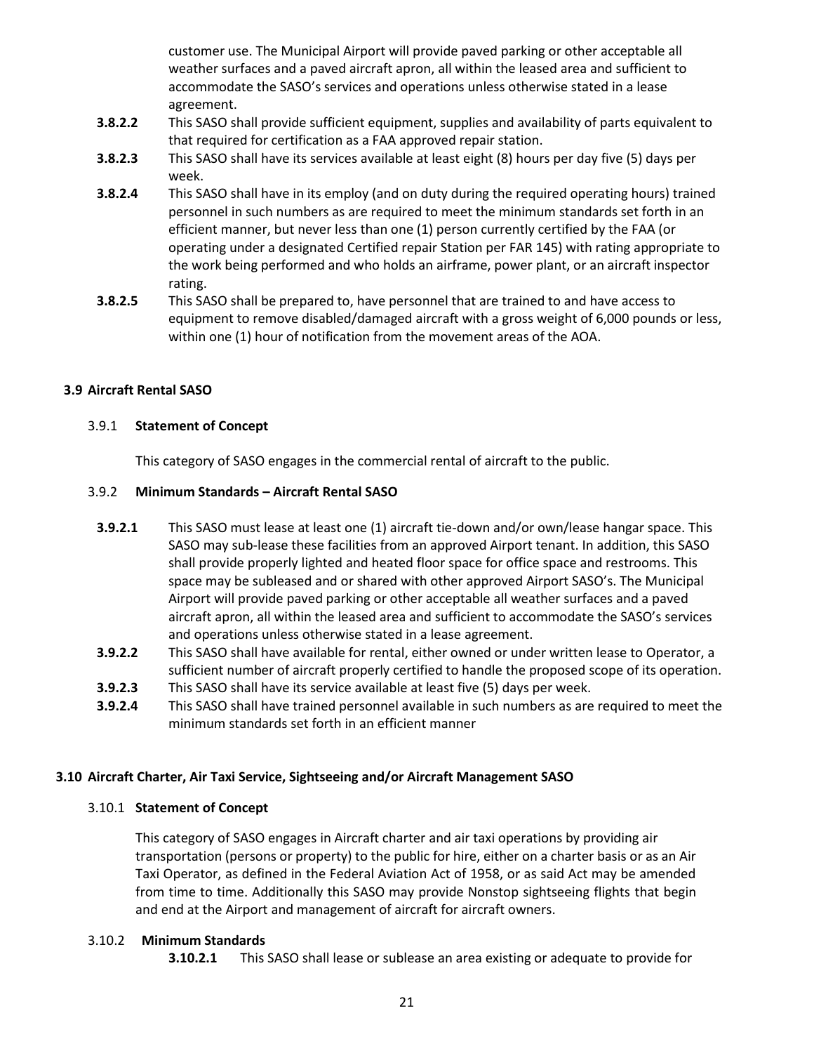customer use. The Municipal Airport will provide paved parking or other acceptable all weather surfaces and a paved aircraft apron, all within the leased area and sufficient to accommodate the SASO's services and operations unless otherwise stated in a lease agreement.

**3.8.2.2** This SASO shall provide sufficient equipment, supplies and availability of parts equivalent to that required for certification as a FAA approved repair station.

**3.8.2.3** This SASO shall have its services available at least eight (8) hours per day five (5) days per week.

**3.8.2.4** This SASO shall have in its employ (and on duty during the required operating hours) trained personnel in such numbers as are required to meet the minimum standards set forth in an efficient manner, but never less than one (1) person currently certified by the FAA (or operating under a designated Certified repair Station per FAR 145) with rating appropriate to the work being performed and who holds an airframe, power plant, or an aircraft inspector rating.

**3.8.2.5** This SASO shall be prepared to, have personnel that are trained to and have access to equipment to remove disabled/damaged aircraft with a gross weight of 6,000 pounds or less, within one (1) hour of notification from the movement areas of the AOA.

## 3.9 Aircraft Rental SASO

### 3.9.1 Statement of Concept

This category of SASO engages in the commercial rental of aircraft to the public.

### 3.9.2 Minimum Standards – Aircraft Rental SASO

**3.9.2.1** This SASO must lease at least one (1) aircraft tie-down and/or own/lease hangar space. This SASO may sub-lease these facilities from an approved Airport tenant. In addition, this SASO shall provide properly lighted and heated floor space for office space and restrooms. This space may be subleased and or shared with other approved Airport SASO's. The Municipal Airport will provide paved parking or other acceptable all weather surfaces and a paved aircraft apron, all within the leased area and sufficient to accommodate the SASO's services and operations unless otherwise stated in a lease agreement.

**3.9.2.2** This SASO shall have available for rental, either owned or under written lease to Operator, a sufficient number of aircraft properly certified to handle the proposed scope of its operation.

**3.9.2.3** This SASO shall have its service available at least five (5) days per week.

**3.9.2.4** This SASO shall have trained personnel available in such numbers as are required to meet the minimum standards set forth in an efficient manner

## 3.10 Aircraft Charter, Air Taxi Service, Sightseeing and/or Aircraft Management SASO

### 3.10.1 Statement of Concept

This category of SASO engages in Aircraft charter and air taxi operations by providing air transportation (persons or property) to the public for hire, either on a charter basis or as an Air Taxi Operator, as defined in the Federal Aviation Act of 1958, or as said Act may be amended from time to time. Additionally this SASO may provide Nonstop sightseeing flights that begin and end at the Airport and management of aircraft for aircraft owners.

### 3.10.2 Minimum Standards

**3.10.2.1** This SASO shall lease or sublease an area existing or adequate to provide for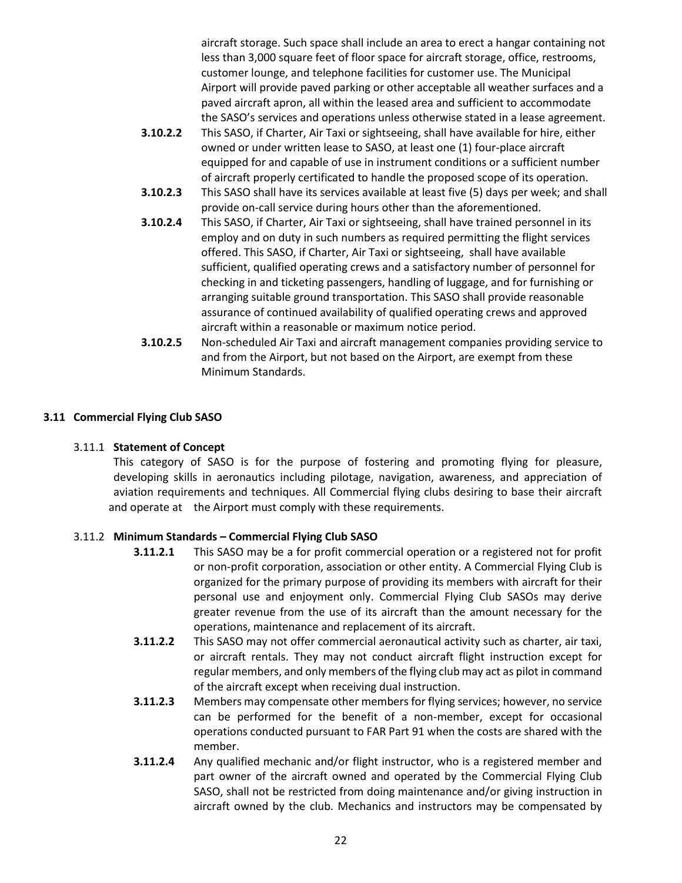aircraft storage. Such space shall include an area to erect a hangar containing not less than 3,000 square feet of floor space for aircraft storage, office, restrooms, customer lounge, and telephone facilities for customer use. The Municipal Airport will provide paved parking or other acceptable all weather surfaces and a paved aircraft apron, all within the leased area and sufficient to accommodate the SASO's services and operations unless otherwise stated in a lease agreement.

**3.10.2.2** This SASO, if Charter, Air Taxi or sightseeing, shall have available for hire, either owned or under written lease to SASO, at least one (1) four-place aircraft equipped for and capable of use in instrument conditions or a sufficient number of aircraft properly certificated to handle the proposed scope of its operation.

**3.10.2.3** This SASO shall have its services available at least five (5) days per week; and shall provide on-call service during hours other than the aforementioned.

**3.10.2.4** This SASO, if Charter, Air Taxi or sightseeing, shall have trained personnel in its employ and on duty in such numbers as required permitting the flight services offered. This SASO, if Charter, Air Taxi or sightseeing, shall have available sufficient, qualified operating crews and a satisfactory number of personnel for checking in and ticketing passengers, handling of luggage, and for furnishing or arranging suitable ground transportation. This SASO shall provide reasonable assurance of continued availability of qualified operating crews and approved aircraft within a reasonable or maximum notice period.

**3.10.2.5** Non-scheduled Air Taxi and aircraft management companies providing service to and from the Airport, but not based on the Airport, are exempt from these Minimum Standards.

## 3.11 Commercial Flying Club SASO

### 3.11.1 Statement of Concept

This category of SASO is for the purpose of fostering and promoting flying for pleasure, developing skills in aeronautics including pilotage, navigation, awareness, and appreciation of aviation requirements and techniques. All Commercial flying clubs desiring to base their aircraft and operate at the Airport must comply with these requirements.

### 3.11.2 Minimum Standards – Commercial Flying Club SASO

**3.11.2.1** This SASO may be a for profit commercial operation or a registered not for profit or non-profit corporation, association or other entity. A Commercial Flying Club is organized for the primary purpose of providing its members with aircraft for their personal use and enjoyment only. Commercial Flying Club SASOs may derive greater revenue from the use of its aircraft than the amount necessary for the operations, maintenance and replacement of its aircraft.

**3.11.2.2** This SASO may not offer commercial aeronautical activity such as charter, air taxi, or aircraft rentals. They may not conduct aircraft flight instruction except for regular members, and only members of the flying club may act as pilot in command of the aircraft except when receiving dual instruction.

**3.11.2.3** Members may compensate other members for flying services; however, no service can be performed for the benefit of a non-member, except for occasional operations conducted pursuant to FAR Part 91 when the costs are shared with the member.

**3.11.2.4** Any qualified mechanic and/or flight instructor, who is a registered member and part owner of the aircraft owned and operated by the Commercial Flying Club SASO, shall not be restricted from doing maintenance and/or giving instruction in aircraft owned by the club. Mechanics and instructors may be compensated by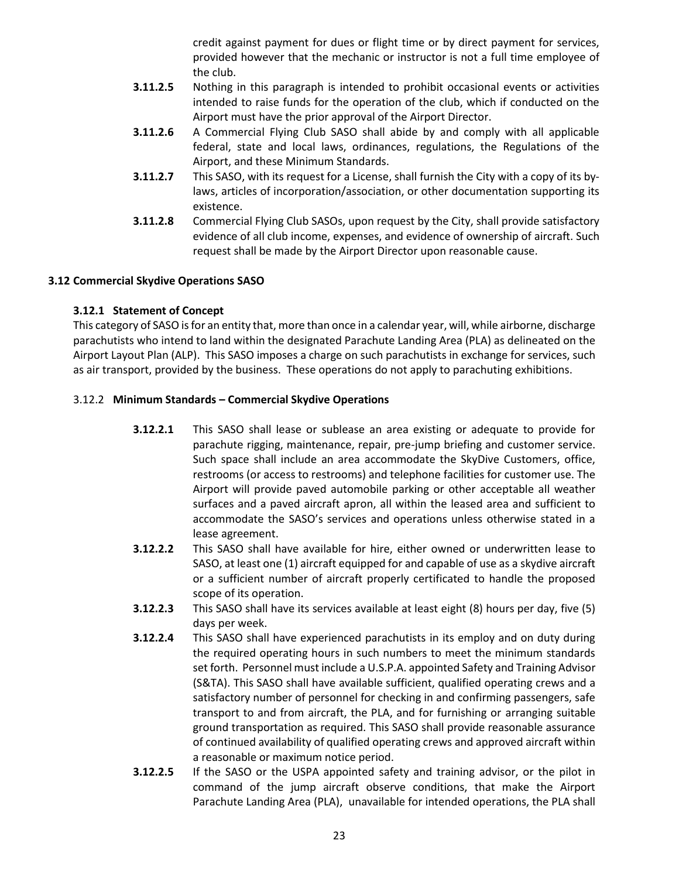credit against payment for dues or flight time or by direct payment for services, provided however that the mechanic or instructor is not a full time employee of the club.

**3.11.2.5** Nothing in this paragraph is intended to prohibit occasional events or activities intended to raise funds for the operation of the club, which if conducted on the Airport must have the prior approval of the Airport Director.

**3.11.2.6** A Commercial Flying Club SASO shall abide by and comply with all applicable federal, state and local laws, ordinances, regulations, the Regulations of the Airport, and these Minimum Standards.

**3.11.2.7** This SASO, with its request for a License, shall furnish the City with a copy of its by-laws, articles of incorporation/association, or other documentation supporting its existence.

**3.11.2.8** Commercial Flying Club SASOs, upon request by the City, shall provide satisfactory evidence of all club income, expenses, and evidence of ownership of aircraft. Such request shall be made by the Airport Director upon reasonable cause.

## 3.12 Commercial Skydive Operations SASO

### 3.12.1 Statement of Concept

This category of SASO is for an entity that, more than once in a calendar year, will, while airborne, discharge parachutists who intend to land within the designated Parachute Landing Area (PLA) as delineated on the Airport Layout Plan (ALP). This SASO imposes a charge on such parachutists in exchange for services, such as air transport, provided by the business. These operations do not apply to parachuting exhibitions.

### 3.12.2 Minimum Standards – Commercial Skydive Operations

**3.12.2.1** This SASO shall lease or sublease an area existing or adequate to provide for parachute rigging, maintenance, repair, pre-jump briefing and customer service. Such space shall include an area accommodate the SkyDive Customers, office, restrooms (or access to restrooms) and telephone facilities for customer use. The Airport will provide paved automobile parking or other acceptable all weather surfaces and a paved aircraft apron, all within the leased area and sufficient to accommodate the SASO's services and operations unless otherwise stated in a lease agreement.

**3.12.2.2** This SASO shall have available for hire, either owned or underwritten lease to SASO, at least one (1) aircraft equipped for and capable of use as a skydive aircraft or a sufficient number of aircraft properly certificated to handle the proposed scope of its operation.

**3.12.2.3** This SASO shall have its services available at least eight (8) hours per day, five (5) days per week.

**3.12.2.4** This SASO shall have experienced parachutists in its employ and on duty during the required operating hours in such numbers to meet the minimum standards set forth. Personnel must include a U.S.P.A. appointed Safety and Training Advisor (S&TA). This SASO shall have available sufficient, qualified operating crews and a satisfactory number of personnel for checking in and confirming passengers, safe transport to and from aircraft, the PLA, and for furnishing or arranging suitable ground transportation as required. This SASO shall provide reasonable assurance of continued availability of qualified operating crews and approved aircraft within a reasonable or maximum notice period.

**3.12.2.5** If the SASO or the USPA appointed safety and training advisor, or the pilot in command of the jump aircraft observe conditions, that make the Airport Parachute Landing Area (PLA), unavailable for intended operations, the PLA shall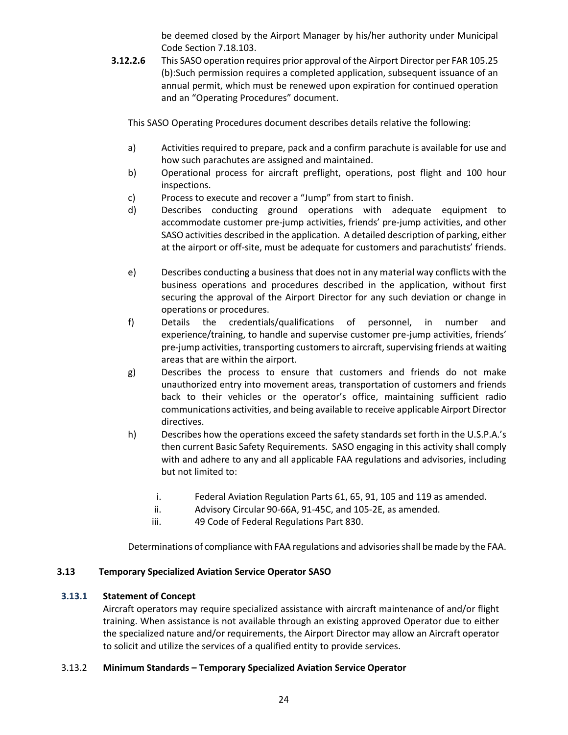be deemed closed by the Airport Manager by his/her authority under Municipal Code Section 7.18.103.

**3.12.2.6** This SASO operation requires prior approval of the Airport Director per FAR 105.25 (b):Such permission requires a completed application, subsequent issuance of an annual permit, which must be renewed upon expiration for continued operation and an "Operating Procedures" document.

This SASO Operating Procedures document describes details relative the following:

a) Activities required to prepare, pack and a confirm parachute is available for use and how such parachutes are assigned and maintained.

b) Operational process for aircraft preflight, operations, post flight and 100 hour inspections.

c) Process to execute and recover a "Jump" from start to finish.

d) Describes conducting ground operations with adequate equipment to accommodate customer pre-jump activities, friends' pre-jump activities, and other SASO activities described in the application. A detailed description of parking, either at the airport or off-site, must be adequate for customers and parachutists' friends.

e) Describes conducting a business that does not in any material way conflicts with the business operations and procedures described in the application, without first securing the approval of the Airport Director for any such deviation or change in operations or procedures.

f) Details the credentials/qualifications of personnel, in number and experience/training, to handle and supervise customer pre-jump activities, friends' pre-jump activities, transporting customers to aircraft, supervising friends at waiting areas that are within the airport.

g) Describes the process to ensure that customers and friends do not make unauthorized entry into movement areas, transportation of customers and friends back to their vehicles or the operator's office, maintaining sufficient radio communications activities, and being available to receive applicable Airport Director directives.

h) Describes how the operations exceed the safety standards set forth in the U.S.P.A.'s then current Basic Safety Requirements. SASO engaging in this activity shall comply with and adhere to any and all applicable FAA regulations and advisories, including but not limited to:

   i. Federal Aviation Regulation Parts 61, 65, 91, 105 and 119 as amended.
   ii. Advisory Circular 90-66A, 91-45C, and 105-2E, as amended.
   iii. 49 Code of Federal Regulations Part 830.

Determinations of compliance with FAA regulations and advisories shall be made by the FAA.

### 3.13 Temporary Specialized Aviation Service Operator SASO

#### 3.13.1 Statement of Concept

Aircraft operators may require specialized assistance with aircraft maintenance of and/or flight training. When assistance is not available through an existing approved Operator due to either the specialized nature and/or requirements, the Airport Director may allow an Aircraft operator to solicit and utilize the services of a qualified entity to provide services.

#### 3.13.2 Minimum Standards – Temporary Specialized Aviation Service Operator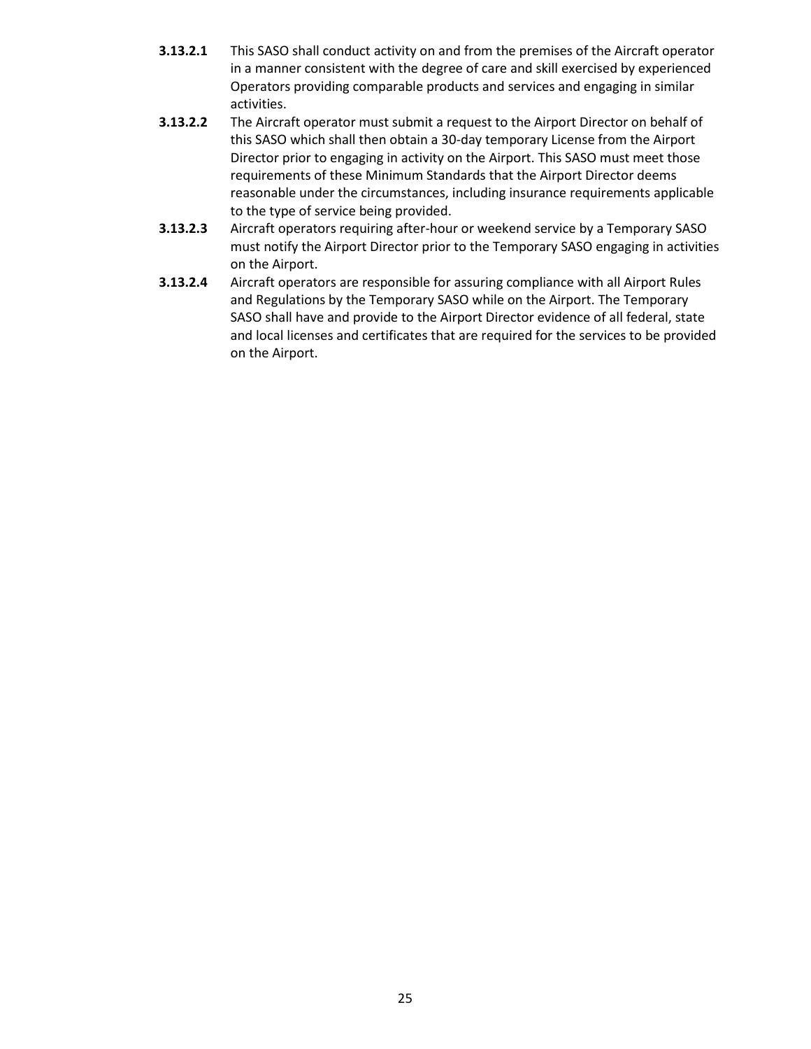**3.13.2.1** This SASO shall conduct activity on and from the premises of the Aircraft operator in a manner consistent with the degree of care and skill exercised by experienced Operators providing comparable products and services and engaging in similar activities.

**3.13.2.2** The Aircraft operator must submit a request to the Airport Director on behalf of this SASO which shall then obtain a 30-day temporary License from the Airport Director prior to engaging in activity on the Airport. This SASO must meet those requirements of these Minimum Standards that the Airport Director deems reasonable under the circumstances, including insurance requirements applicable to the type of service being provided.

**3.13.2.3** Aircraft operators requiring after-hour or weekend service by a Temporary SASO must notify the Airport Director prior to the Temporary SASO engaging in activities on the Airport.

**3.13.2.4** Aircraft operators are responsible for assuring compliance with all Airport Rules and Regulations by the Temporary SASO while on the Airport. The Temporary SASO shall have and provide to the Airport Director evidence of all federal, state and local licenses and certificates that are required for the services to be provided on the Airport.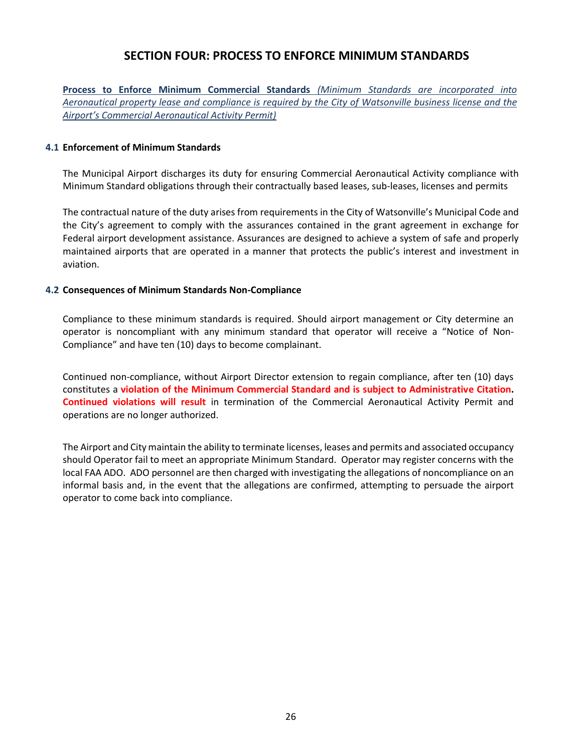## SECTION FOUR: PROCESS TO ENFORCE MINIMUM STANDARDS

**Process to Enforce Minimum Commercial Standards** *(Minimum Standards are incorporated into Aeronautical property lease and compliance is required by the City of Watsonville business license and the Airport's Commercial Aeronautical Activity Permit)*

### 4.1 Enforcement of Minimum Standards

The Municipal Airport discharges its duty for ensuring Commercial Aeronautical Activity compliance with Minimum Standard obligations through their contractually based leases, sub-leases, licenses and permits

The contractual nature of the duty arises from requirements in the City of Watsonville's Municipal Code and the City's agreement to comply with the assurances contained in the grant agreement in exchange for Federal airport development assistance. Assurances are designed to achieve a system of safe and properly maintained airports that are operated in a manner that protects the public's interest and investment in aviation.

### 4.2 Consequences of Minimum Standards Non-Compliance

Compliance to these minimum standards is required. Should airport management or City determine an operator is noncompliant with any minimum standard that operator will receive a "Notice of Non-Compliance" and have ten (10) days to become complainant.

Continued non-compliance, without Airport Director extension to regain compliance, after ten (10) days constitutes a **violation of the Minimum Commercial Standard and is subject to Administrative Citation. Continued violations will result** in termination of the Commercial Aeronautical Activity Permit and operations are no longer authorized.

The Airport and City maintain the ability to terminate licenses, leases and permits and associated occupancy should Operator fail to meet an appropriate Minimum Standard. Operator may register concerns with the local FAA ADO. ADO personnel are then charged with investigating the allegations of noncompliance on an informal basis and, in the event that the allegations are confirmed, attempting to persuade the airport operator to come back into compliance.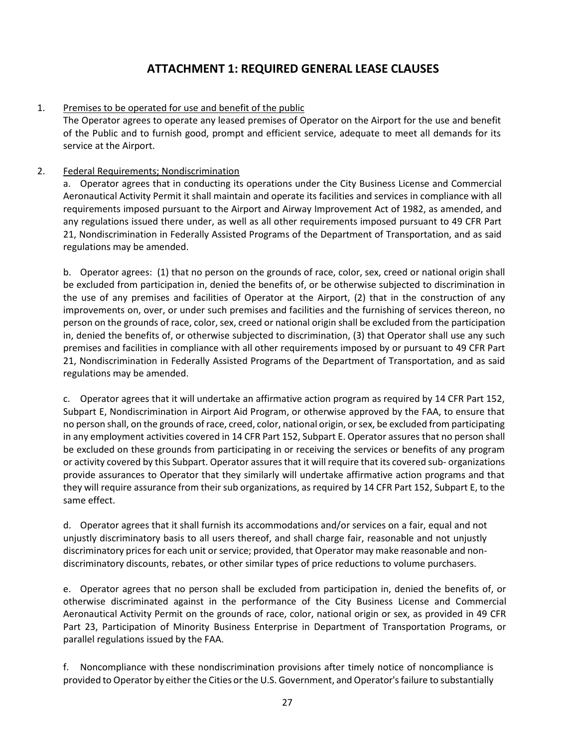# ATTACHMENT 1: REQUIRED GENERAL LEASE CLAUSES

1. Premises to be operated for use and benefit of the public

   The Operator agrees to operate any leased premises of Operator on the Airport for the use and benefit of the Public and to furnish good, prompt and efficient service, adequate to meet all demands for its service at the Airport.

2. Federal Requirements; Nondiscrimination

   a. Operator agrees that in conducting its operations under the City Business License and Commercial Aeronautical Activity Permit it shall maintain and operate its facilities and services in compliance with all requirements imposed pursuant to the Airport and Airway Improvement Act of 1982, as amended, and any regulations issued there under, as well as all other requirements imposed pursuant to 49 CFR Part 21, Nondiscrimination in Federally Assisted Programs of the Department of Transportation, and as said regulations may be amended.

   b. Operator agrees: (1) that no person on the grounds of race, color, sex, creed or national origin shall be excluded from participation in, denied the benefits of, or be otherwise subjected to discrimination in the use of any premises and facilities of Operator at the Airport, (2) that in the construction of any improvements on, over, or under such premises and facilities and the furnishing of services thereon, no person on the grounds of race, color, sex, creed or national origin shall be excluded from the participation in, denied the benefits of, or otherwise subjected to discrimination, (3) that Operator shall use any such premises and facilities in compliance with all other requirements imposed by or pursuant to 49 CFR Part 21, Nondiscrimination in Federally Assisted Programs of the Department of Transportation, and as said regulations may be amended.

   c. Operator agrees that it will undertake an affirmative action program as required by 14 CFR Part 152, Subpart E, Nondiscrimination in Airport Aid Program, or otherwise approved by the FAA, to ensure that no person shall, on the grounds of race, creed, color, national origin, or sex, be excluded from participating in any employment activities covered in 14 CFR Part 152, Subpart E. Operator assures that no person shall be excluded on these grounds from participating in or receiving the services or benefits of any program or activity covered by this Subpart. Operator assures that it will require that its covered sub- organizations provide assurances to Operator that they similarly will undertake affirmative action programs and that they will require assurance from their sub organizations, as required by 14 CFR Part 152, Subpart E, to the same effect.

   d. Operator agrees that it shall furnish its accommodations and/or services on a fair, equal and not unjustly discriminatory basis to all users thereof, and shall charge fair, reasonable and not unjustly discriminatory prices for each unit or service; provided, that Operator may make reasonable and non-discriminatory discounts, rebates, or other similar types of price reductions to volume purchasers.

   e. Operator agrees that no person shall be excluded from participation in, denied the benefits of, or otherwise discriminated against in the performance of the City Business License and Commercial Aeronautical Activity Permit on the grounds of race, color, national origin or sex, as provided in 49 CFR Part 23, Participation of Minority Business Enterprise in Department of Transportation Programs, or parallel regulations issued by the FAA.

   f. Noncompliance with these nondiscrimination provisions after timely notice of noncompliance is provided to Operator by either the Cities or the U.S. Government, and Operator's failure to substantially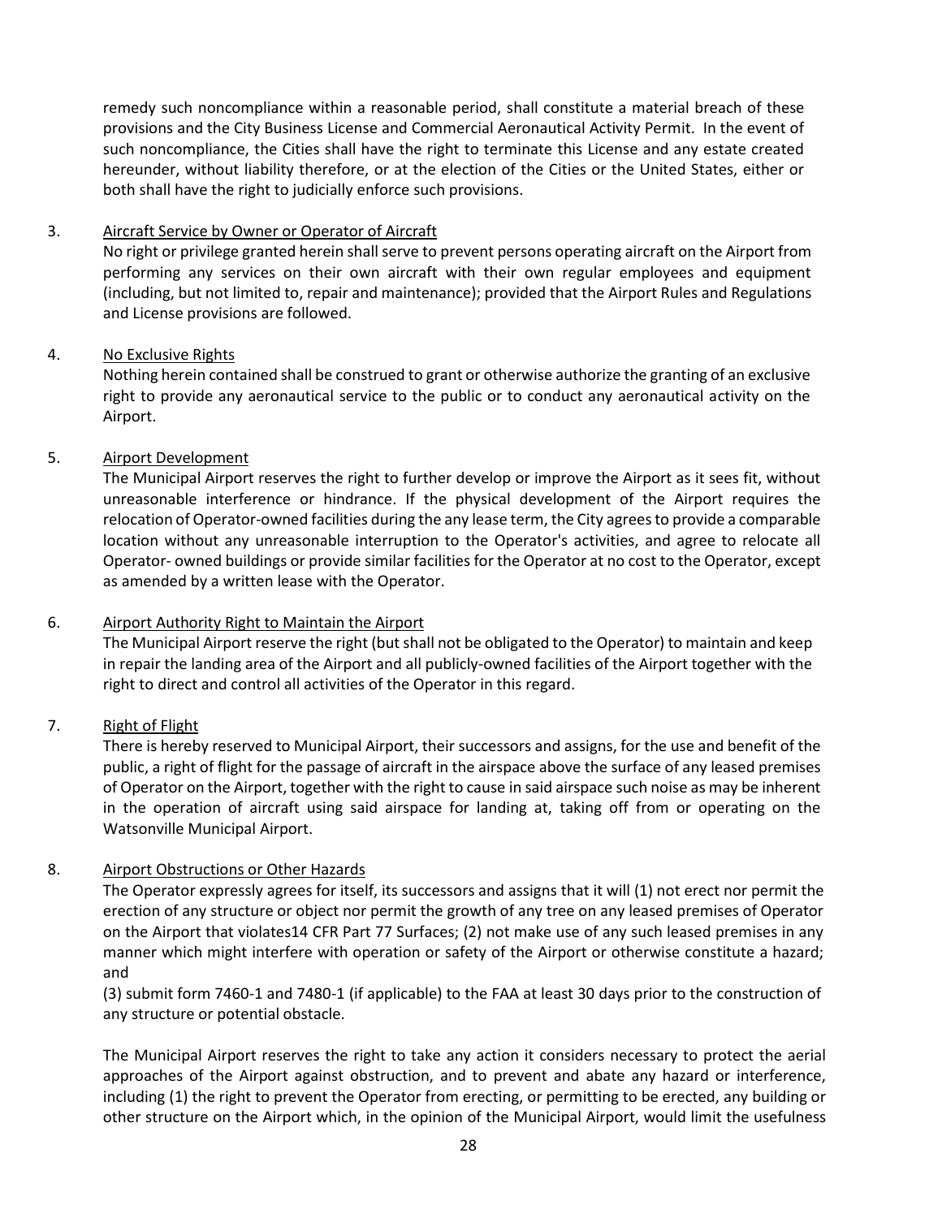remedy such noncompliance within a reasonable period, shall constitute a material breach of these provisions and the City Business License and Commercial Aeronautical Activity Permit. In the event of such noncompliance, the Cities shall have the right to terminate this License and any estate created hereunder, without liability therefore, or at the election of the Cities or the United States, either or both shall have the right to judicially enforce such provisions.

3. <u>Aircraft Service by Owner or Operator of Aircraft</u>

   No right or privilege granted herein shall serve to prevent persons operating aircraft on the Airport from performing any services on their own aircraft with their own regular employees and equipment (including, but not limited to, repair and maintenance); provided that the Airport Rules and Regulations and License provisions are followed.

4. <u>No Exclusive Rights</u>

   Nothing herein contained shall be construed to grant or otherwise authorize the granting of an exclusive right to provide any aeronautical service to the public or to conduct any aeronautical activity on the Airport.

5. <u>Airport Development</u>

   The Municipal Airport reserves the right to further develop or improve the Airport as it sees fit, without unreasonable interference or hindrance. If the physical development of the Airport requires the relocation of Operator-owned facilities during the any lease term, the City agrees to provide a comparable location without any unreasonable interruption to the Operator's activities, and agree to relocate all Operator- owned buildings or provide similar facilities for the Operator at no cost to the Operator, except as amended by a written lease with the Operator.

6. <u>Airport Authority Right to Maintain the Airport</u>

   The Municipal Airport reserve the right (but shall not be obligated to the Operator) to maintain and keep in repair the landing area of the Airport and all publicly-owned facilities of the Airport together with the right to direct and control all activities of the Operator in this regard.

7. <u>Right of Flight</u>

   There is hereby reserved to Municipal Airport, their successors and assigns, for the use and benefit of the public, a right of flight for the passage of aircraft in the airspace above the surface of any leased premises of Operator on the Airport, together with the right to cause in said airspace such noise as may be inherent in the operation of aircraft using said airspace for landing at, taking off from or operating on the Watsonville Municipal Airport.

8. <u>Airport Obstructions or Other Hazards</u>

   The Operator expressly agrees for itself, its successors and assigns that it will (1) not erect nor permit the erection of any structure or object nor permit the growth of any tree on any leased premises of Operator on the Airport that violates14 CFR Part 77 Surfaces; (2) not make use of any such leased premises in any manner which might interfere with operation or safety of the Airport or otherwise constitute a hazard; and

   (3) submit form 7460-1 and 7480-1 (if applicable) to the FAA at least 30 days prior to the construction of any structure or potential obstacle.

   The Municipal Airport reserves the right to take any action it considers necessary to protect the aerial approaches of the Airport against obstruction, and to prevent and abate any hazard or interference, including (1) the right to prevent the Operator from erecting, or permitting to be erected, any building or other structure on the Airport which, in the opinion of the Municipal Airport, would limit the usefulness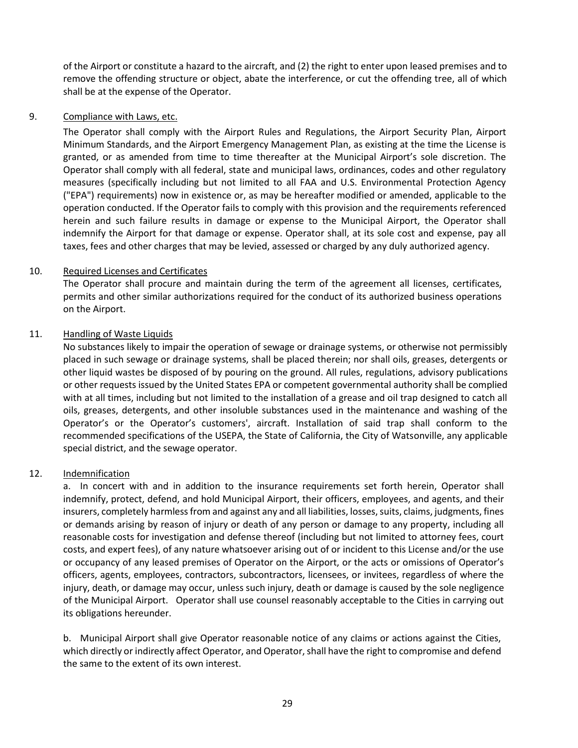of the Airport or constitute a hazard to the aircraft, and (2) the right to enter upon leased premises and to remove the offending structure or object, abate the interference, or cut the offending tree, all of which shall be at the expense of the Operator.

9. <u>Compliance with Laws, etc.</u>

The Operator shall comply with the Airport Rules and Regulations, the Airport Security Plan, Airport Minimum Standards, and the Airport Emergency Management Plan, as existing at the time the License is granted, or as amended from time to time thereafter at the Municipal Airport's sole discretion. The Operator shall comply with all federal, state and municipal laws, ordinances, codes and other regulatory measures (specifically including but not limited to all FAA and U.S. Environmental Protection Agency ("EPA") requirements) now in existence or, as may be hereafter modified or amended, applicable to the operation conducted. If the Operator fails to comply with this provision and the requirements referenced herein and such failure results in damage or expense to the Municipal Airport, the Operator shall indemnify the Airport for that damage or expense. Operator shall, at its sole cost and expense, pay all taxes, fees and other charges that may be levied, assessed or charged by any duly authorized agency.

10. <u>Required Licenses and Certificates</u>

The Operator shall procure and maintain during the term of the agreement all licenses, certificates, permits and other similar authorizations required for the conduct of its authorized business operations on the Airport.

11. <u>Handling of Waste Liquids</u>

No substances likely to impair the operation of sewage or drainage systems, or otherwise not permissibly placed in such sewage or drainage systems, shall be placed therein; nor shall oils, greases, detergents or other liquid wastes be disposed of by pouring on the ground. All rules, regulations, advisory publications or other requests issued by the United States EPA or competent governmental authority shall be complied with at all times, including but not limited to the installation of a grease and oil trap designed to catch all oils, greases, detergents, and other insoluble substances used in the maintenance and washing of the Operator's or the Operator's customers', aircraft. Installation of said trap shall conform to the recommended specifications of the USEPA, the State of California, the City of Watsonville, any applicable special district, and the sewage operator.

12. <u>Indemnification</u>

a. In concert with and in addition to the insurance requirements set forth herein, Operator shall indemnify, protect, defend, and hold Municipal Airport, their officers, employees, and agents, and their insurers, completely harmless from and against any and all liabilities, losses, suits, claims, judgments, fines or demands arising by reason of injury or death of any person or damage to any property, including all reasonable costs for investigation and defense thereof (including but not limited to attorney fees, court costs, and expert fees), of any nature whatsoever arising out of or incident to this License and/or the use or occupancy of any leased premises of Operator on the Airport, or the acts or omissions of Operator's officers, agents, employees, contractors, subcontractors, licensees, or invitees, regardless of where the injury, death, or damage may occur, unless such injury, death or damage is caused by the sole negligence of the Municipal Airport. Operator shall use counsel reasonably acceptable to the Cities in carrying out its obligations hereunder.

b. Municipal Airport shall give Operator reasonable notice of any claims or actions against the Cities, which directly or indirectly affect Operator, and Operator, shall have the right to compromise and defend the same to the extent of its own interest.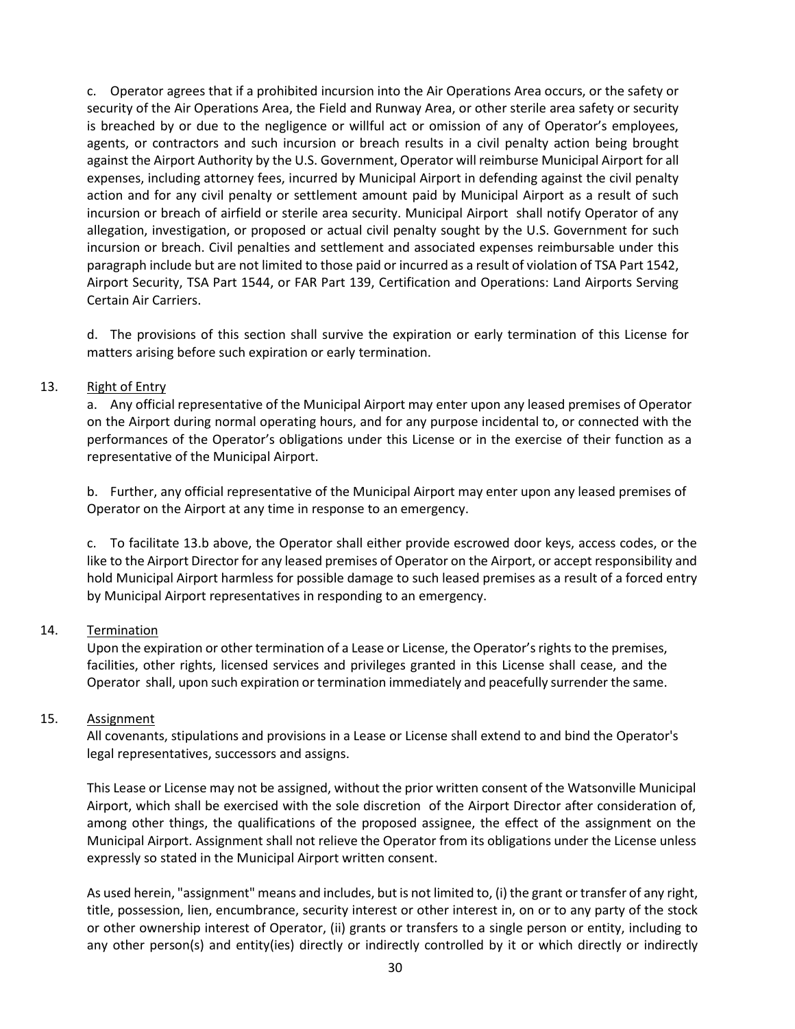c. Operator agrees that if a prohibited incursion into the Air Operations Area occurs, or the safety or security of the Air Operations Area, the Field and Runway Area, or other sterile area safety or security is breached by or due to the negligence or willful act or omission of any of Operator's employees, agents, or contractors and such incursion or breach results in a civil penalty action being brought against the Airport Authority by the U.S. Government, Operator will reimburse Municipal Airport for all expenses, including attorney fees, incurred by Municipal Airport in defending against the civil penalty action and for any civil penalty or settlement amount paid by Municipal Airport as a result of such incursion or breach of airfield or sterile area security. Municipal Airport shall notify Operator of any allegation, investigation, or proposed or actual civil penalty sought by the U.S. Government for such incursion or breach. Civil penalties and settlement and associated expenses reimbursable under this paragraph include but are not limited to those paid or incurred as a result of violation of TSA Part 1542, Airport Security, TSA Part 1544, or FAR Part 139, Certification and Operations: Land Airports Serving Certain Air Carriers.

d. The provisions of this section shall survive the expiration or early termination of this License for matters arising before such expiration or early termination.

13. Right of Entry

a. Any official representative of the Municipal Airport may enter upon any leased premises of Operator on the Airport during normal operating hours, and for any purpose incidental to, or connected with the performances of the Operator's obligations under this License or in the exercise of their function as a representative of the Municipal Airport.

b. Further, any official representative of the Municipal Airport may enter upon any leased premises of Operator on the Airport at any time in response to an emergency.

c. To facilitate 13.b above, the Operator shall either provide escrowed door keys, access codes, or the like to the Airport Director for any leased premises of Operator on the Airport, or accept responsibility and hold Municipal Airport harmless for possible damage to such leased premises as a result of a forced entry by Municipal Airport representatives in responding to an emergency.

14. Termination

Upon the expiration or other termination of a Lease or License, the Operator's rights to the premises, facilities, other rights, licensed services and privileges granted in this License shall cease, and the Operator shall, upon such expiration or termination immediately and peacefully surrender the same.

15. Assignment

All covenants, stipulations and provisions in a Lease or License shall extend to and bind the Operator's legal representatives, successors and assigns.

This Lease or License may not be assigned, without the prior written consent of the Watsonville Municipal Airport, which shall be exercised with the sole discretion of the Airport Director after consideration of, among other things, the qualifications of the proposed assignee, the effect of the assignment on the Municipal Airport. Assignment shall not relieve the Operator from its obligations under the License unless expressly so stated in the Municipal Airport written consent.

As used herein, "assignment" means and includes, but is not limited to, (i) the grant or transfer of any right, title, possession, lien, encumbrance, security interest or other interest in, on or to any party of the stock or other ownership interest of Operator, (ii) grants or transfers to a single person or entity, including to any other person(s) and entity(ies) directly or indirectly controlled by it or which directly or indirectly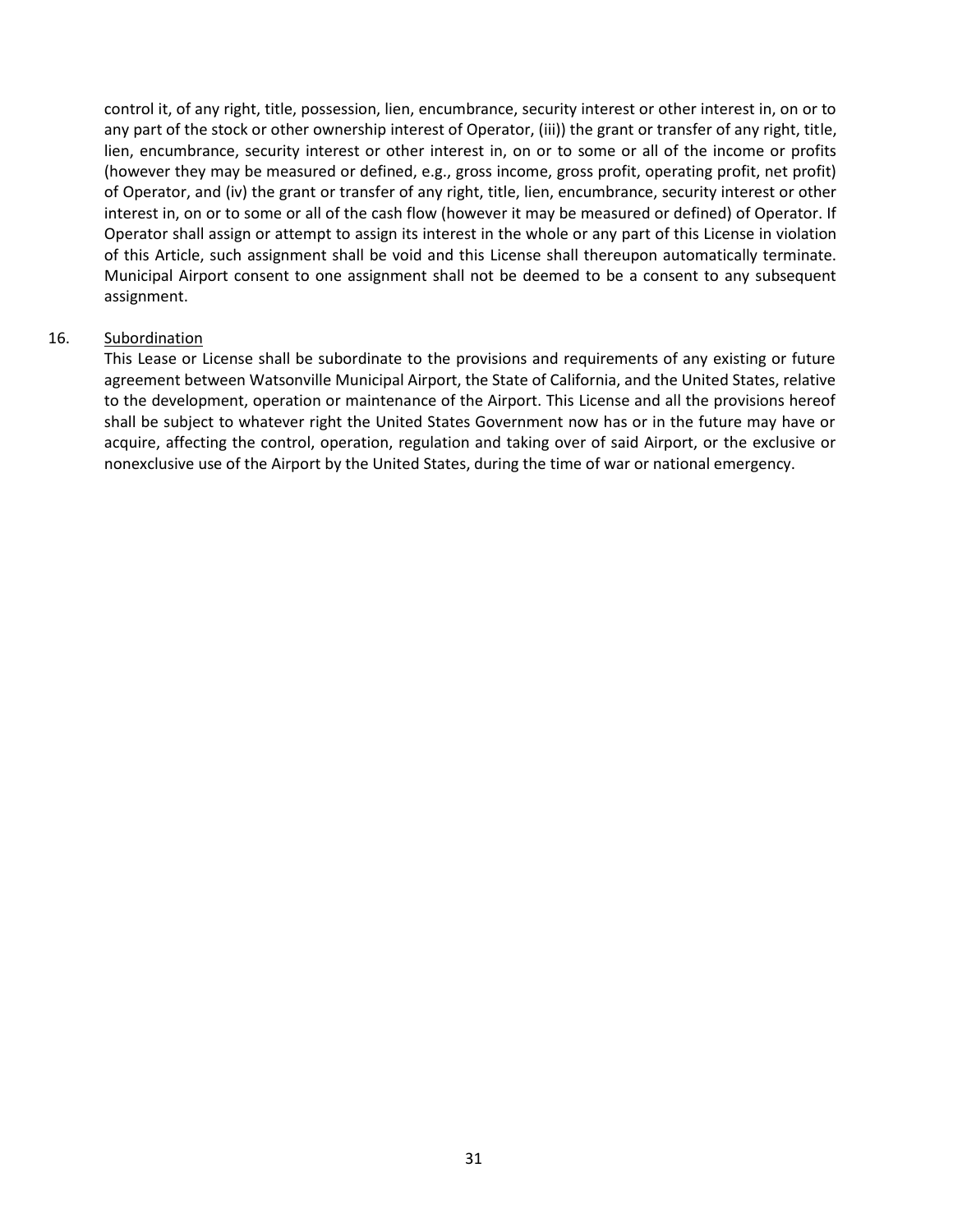control it, of any right, title, possession, lien, encumbrance, security interest or other interest in, on or to any part of the stock or other ownership interest of Operator, (iii)) the grant or transfer of any right, title, lien, encumbrance, security interest or other interest in, on or to some or all of the income or profits (however they may be measured or defined, e.g., gross income, gross profit, operating profit, net profit) of Operator, and (iv) the grant or transfer of any right, title, lien, encumbrance, security interest or other interest in, on or to some or all of the cash flow (however it may be measured or defined) of Operator. If Operator shall assign or attempt to assign its interest in the whole or any part of this License in violation of this Article, such assignment shall be void and this License shall thereupon automatically terminate. Municipal Airport consent to one assignment shall not be deemed to be a consent to any subsequent assignment.

16. Subordination

This Lease or License shall be subordinate to the provisions and requirements of any existing or future agreement between Watsonville Municipal Airport, the State of California, and the United States, relative to the development, operation or maintenance of the Airport. This License and all the provisions hereof shall be subject to whatever right the United States Government now has or in the future may have or acquire, affecting the control, operation, regulation and taking over of said Airport, or the exclusive or nonexclusive use of the Airport by the United States, during the time of war or national emergency.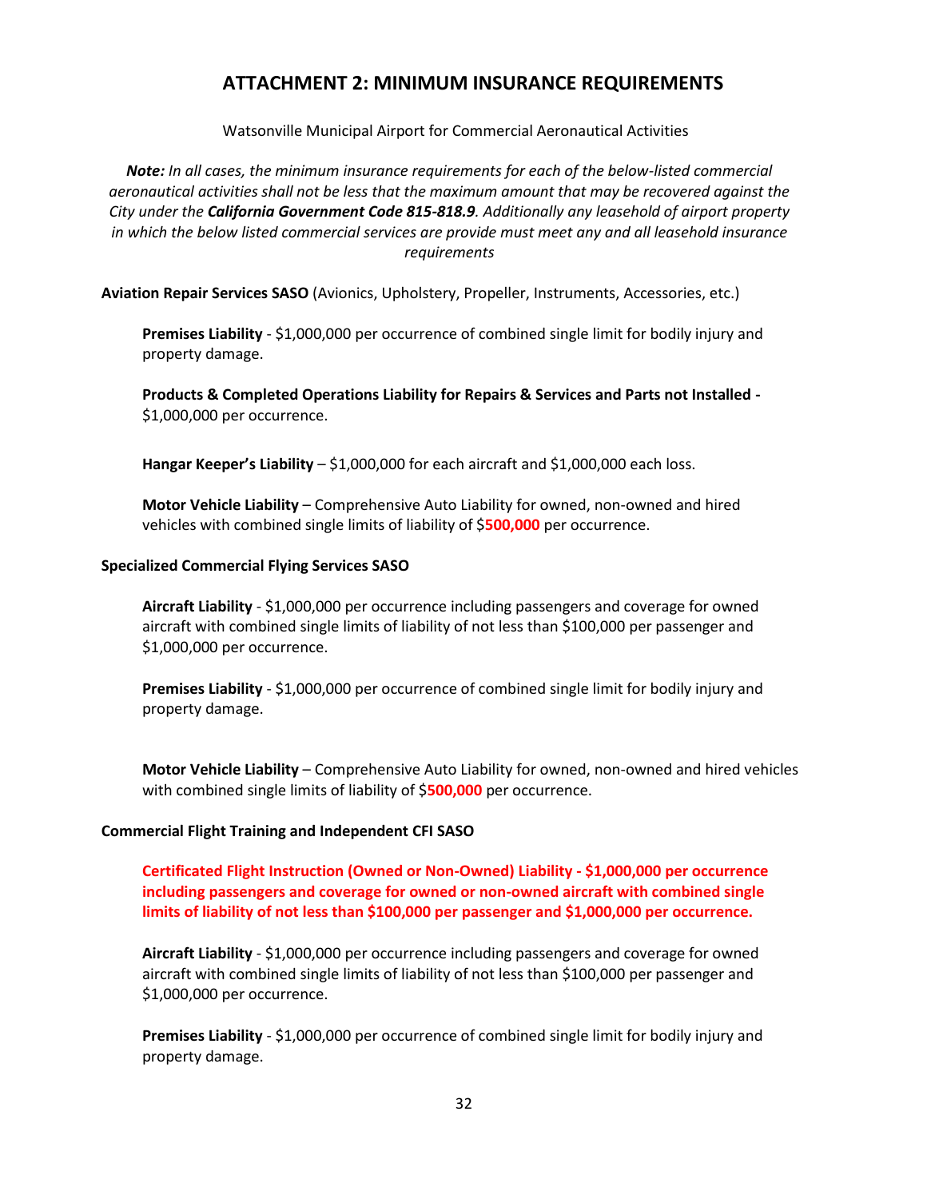# ATTACHMENT 2: MINIMUM INSURANCE REQUIREMENTS

Watsonville Municipal Airport for Commercial Aeronautical Activities

***Note:** In all cases, the minimum insurance requirements for each of the below-listed commercial aeronautical activities shall not be less that the maximum amount that may be recovered against the City under the **California Government Code 815-818.9**. Additionally any leasehold of airport property in which the below listed commercial services are provide must meet any and all leasehold insurance requirements*

**Aviation Repair Services SASO** (Avionics, Upholstery, Propeller, Instruments, Accessories, etc.)

**Premises Liability** - $1,000,000 per occurrence of combined single limit for bodily injury and property damage.

**Products & Completed Operations Liability for Repairs & Services and Parts not Installed -** $1,000,000 per occurrence.

**Hangar Keeper's Liability** – $1,000,000 for each aircraft and $1,000,000 each loss.

**Motor Vehicle Liability** – Comprehensive Auto Liability for owned, non-owned and hired vehicles with combined single limits of liability of $**500,000** per occurrence.

**Specialized Commercial Flying Services SASO**

**Aircraft Liability** - $1,000,000 per occurrence including passengers and coverage for owned aircraft with combined single limits of liability of not less than $100,000 per passenger and $1,000,000 per occurrence.

**Premises Liability** - $1,000,000 per occurrence of combined single limit for bodily injury and property damage.

**Motor Vehicle Liability** – Comprehensive Auto Liability for owned, non-owned and hired vehicles with combined single limits of liability of $**500,000** per occurrence.

**Commercial Flight Training and Independent CFI SASO**

**Certificated Flight Instruction (Owned or Non-Owned) Liability - $1,000,000 per occurrence including passengers and coverage for owned or non-owned aircraft with combined single limits of liability of not less than $100,000 per passenger and $1,000,000 per occurrence.**

**Aircraft Liability** - $1,000,000 per occurrence including passengers and coverage for owned aircraft with combined single limits of liability of not less than $100,000 per passenger and $1,000,000 per occurrence.

**Premises Liability** - $1,000,000 per occurrence of combined single limit for bodily injury and property damage.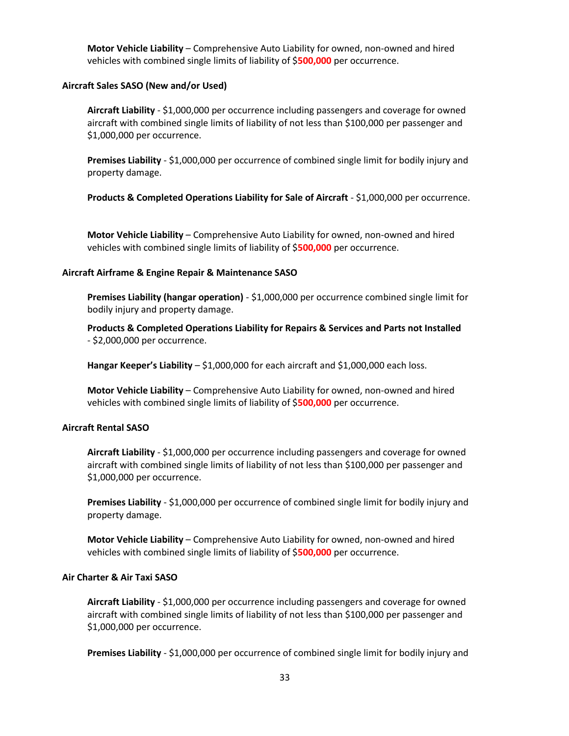**Motor Vehicle Liability** – Comprehensive Auto Liability for owned, non-owned and hired vehicles with combined single limits of liability of $**500,000** per occurrence.

**Aircraft Sales SASO (New and/or Used)**

**Aircraft Liability** - $1,000,000 per occurrence including passengers and coverage for owned aircraft with combined single limits of liability of not less than $100,000 per passenger and $1,000,000 per occurrence.

**Premises Liability** - $1,000,000 per occurrence of combined single limit for bodily injury and property damage.

**Products & Completed Operations Liability for Sale of Aircraft** - $1,000,000 per occurrence.

**Motor Vehicle Liability** – Comprehensive Auto Liability for owned, non-owned and hired vehicles with combined single limits of liability of $**500,000** per occurrence.

**Aircraft Airframe & Engine Repair & Maintenance SASO**

**Premises Liability (hangar operation)** - $1,000,000 per occurrence combined single limit for bodily injury and property damage.

**Products & Completed Operations Liability for Repairs & Services and Parts not Installed** - $2,000,000 per occurrence.

**Hangar Keeper's Liability** – $1,000,000 for each aircraft and $1,000,000 each loss.

**Motor Vehicle Liability** – Comprehensive Auto Liability for owned, non-owned and hired vehicles with combined single limits of liability of $**500,000** per occurrence.

**Aircraft Rental SASO**

**Aircraft Liability** - $1,000,000 per occurrence including passengers and coverage for owned aircraft with combined single limits of liability of not less than $100,000 per passenger and $1,000,000 per occurrence.

**Premises Liability** - $1,000,000 per occurrence of combined single limit for bodily injury and property damage.

**Motor Vehicle Liability** – Comprehensive Auto Liability for owned, non-owned and hired vehicles with combined single limits of liability of $**500,000** per occurrence.

**Air Charter & Air Taxi SASO**

**Aircraft Liability** - $1,000,000 per occurrence including passengers and coverage for owned aircraft with combined single limits of liability of not less than $100,000 per passenger and $1,000,000 per occurrence.

**Premises Liability** - $1,000,000 per occurrence of combined single limit for bodily injury and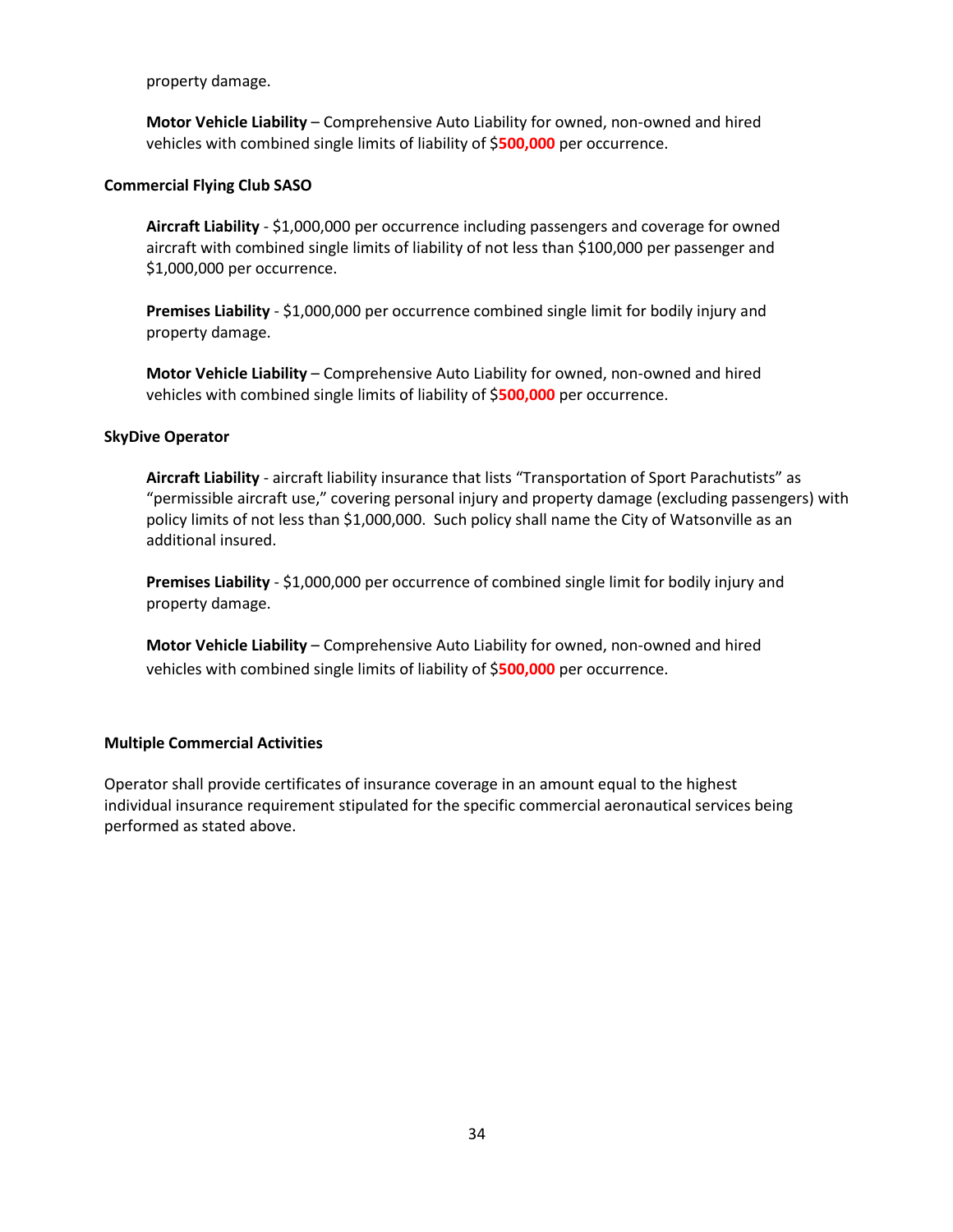property damage.

**Motor Vehicle Liability** – Comprehensive Auto Liability for owned, non-owned and hired vehicles with combined single limits of liability of $**500,000** per occurrence.

**Commercial Flying Club SASO**

**Aircraft Liability** - $1,000,000 per occurrence including passengers and coverage for owned aircraft with combined single limits of liability of not less than $100,000 per passenger and $1,000,000 per occurrence.

**Premises Liability** - $1,000,000 per occurrence combined single limit for bodily injury and property damage.

**Motor Vehicle Liability** – Comprehensive Auto Liability for owned, non-owned and hired vehicles with combined single limits of liability of $**500,000** per occurrence.

**SkyDive Operator**

**Aircraft Liability** - aircraft liability insurance that lists "Transportation of Sport Parachutists" as "permissible aircraft use," covering personal injury and property damage (excluding passengers) with policy limits of not less than $1,000,000. Such policy shall name the City of Watsonville as an additional insured.

**Premises Liability** - $1,000,000 per occurrence of combined single limit for bodily injury and property damage.

**Motor Vehicle Liability** – Comprehensive Auto Liability for owned, non-owned and hired vehicles with combined single limits of liability of $**500,000** per occurrence.

**Multiple Commercial Activities**

Operator shall provide certificates of insurance coverage in an amount equal to the highest individual insurance requirement stipulated for the specific commercial aeronautical services being performed as stated above.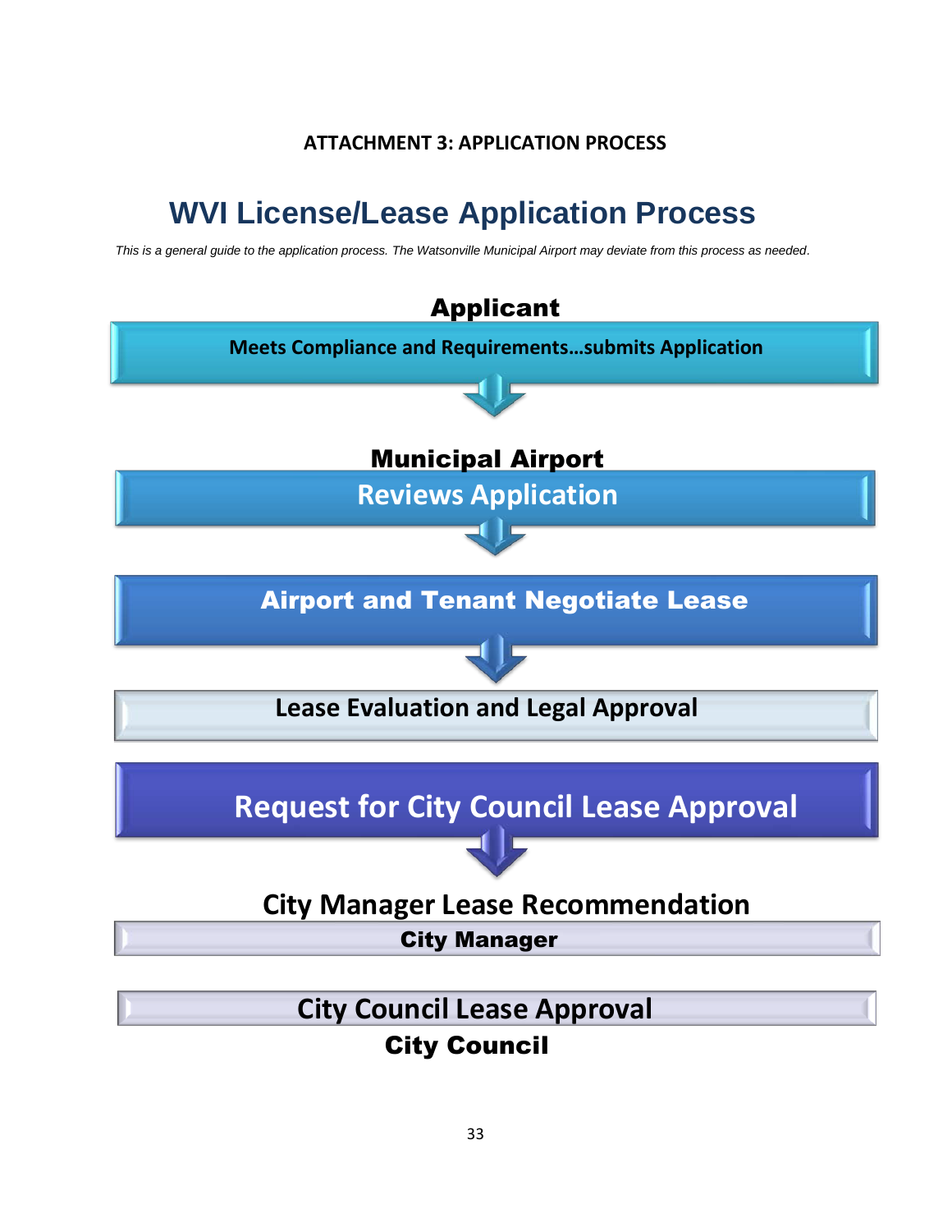**ATTACHMENT 3: APPLICATION PROCESS**

# WVI License/Lease Application Process

*This is a general guide to the application process. The Watsonville Municipal Airport may deviate from this process as needed.*

**Applicant**

**Meets Compliance and Requirements…submits Application**

↓

**Municipal Airport**

**Reviews Application**

↓

**Airport and Tenant Negotiate Lease**

↓

**Lease Evaluation and Legal Approval**

**Request for City Council Lease Approval**

↓

**City Manager Lease Recommendation**

**City Manager**

**City Council Lease Approval**

**City Council**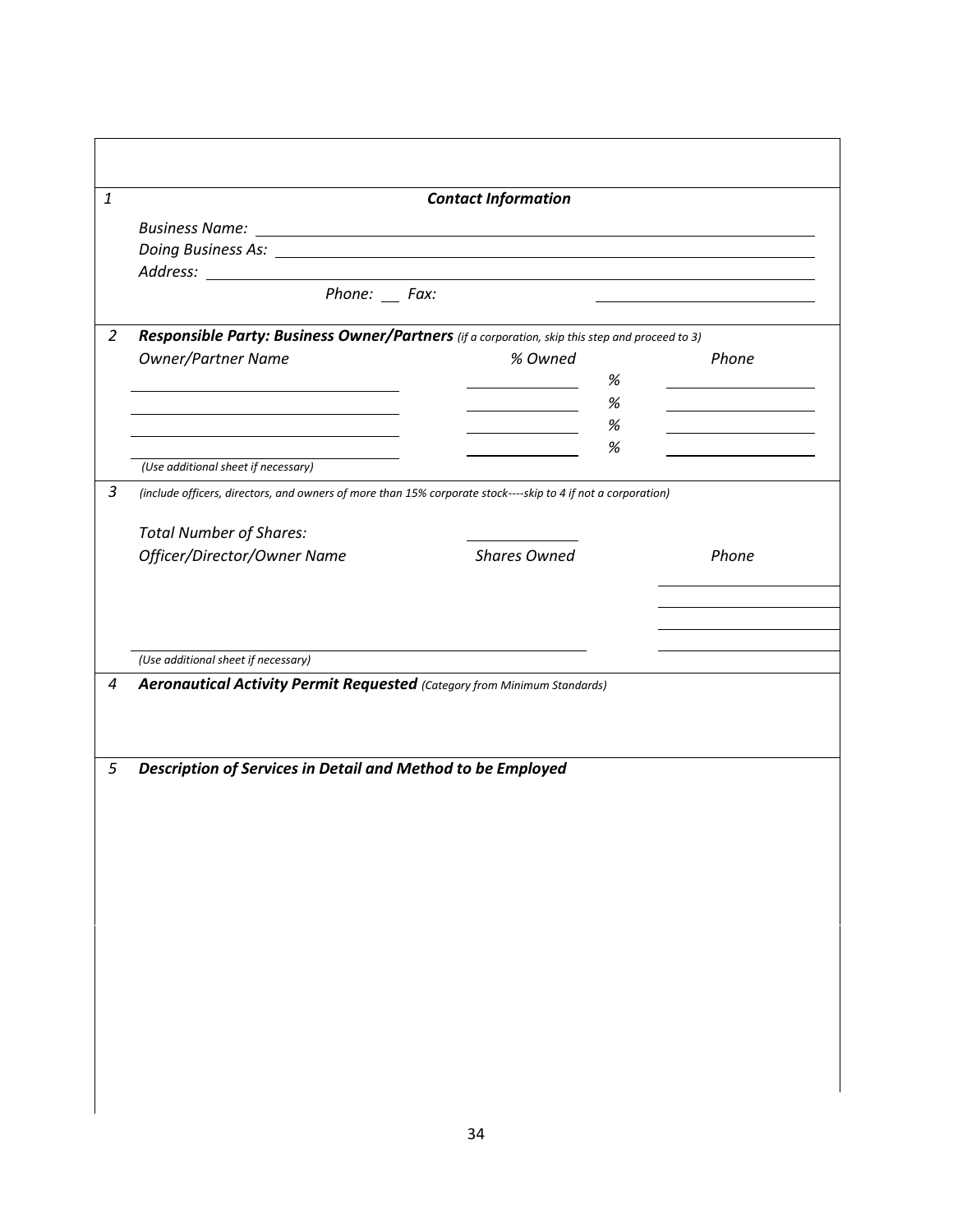1 ***Contact Information***

*Business Name:* ____________________

*Doing Business As:* ____________________

*Address:* ____________________

*Phone:* ___ *Fax:* ____________________

2 ***Responsible Party: Business Owner/Partners*** *(if a corporation, skip this step and proceed to 3)*

| *Owner/Partner Name* | *% Owned* | *Phone* |
|---|---|---|
| | % | |
| | % | |
| | % | |
| | % | |

*(Use additional sheet if necessary)*

3 *(include officers, directors, and owners of more than 15% corporate stock----skip to 4 if not a corporation)*

*Total Number of Shares:* ____________

| *Officer/Director/Owner Name* | *Shares Owned* | *Phone* |
|---|---|---|
| | | |
| | | |
| | | |
| | | |

*(Use additional sheet if necessary)*

4 ***Aeronautical Activity Permit Requested*** *(Category from Minimum Standards)*

5 ***Description of Services in Detail and Method to be Employed***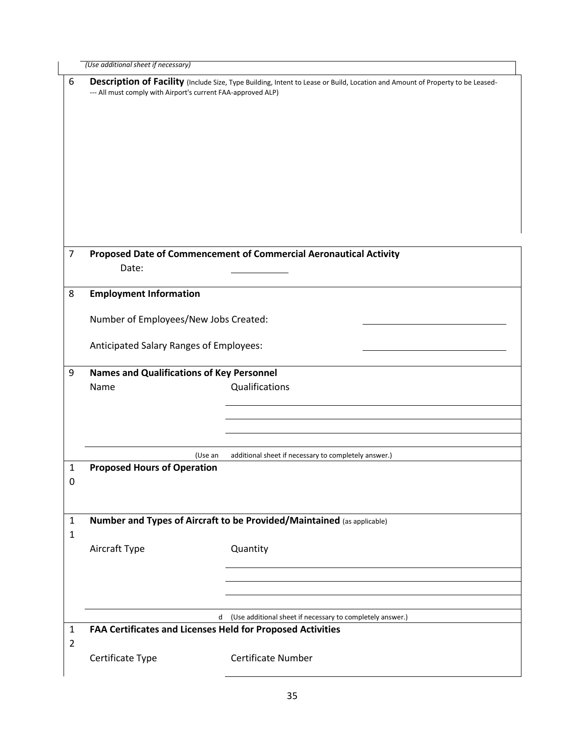*(Use additional sheet if necessary)*

**6 Description of Facility** (Include Size, Type Building, Intent to Lease or Build, Location and Amount of Property to be Leased---- All must comply with Airport's current FAA-approved ALP)

**7 Proposed Date of Commencement of Commercial Aeronautical Activity**

Date: ____________

**8 Employment Information**

Number of Employees/New Jobs Created: ______________________________

Anticipated Salary Ranges of Employees: ______________________________

**9 Names and Qualifications of Key Personnel**

| Name | Qualifications |
|---|---|
| | |
| | |
| | |
| | |

(Use an additional sheet if necessary to completely answer.)

**10 Proposed Hours of Operation**

**11 Number and Types of Aircraft to be Provided/Maintained** (as applicable)

| Aircraft Type | Quantity |
|---|---|
| | |
| | |
| | |
| | |

d (Use additional sheet if necessary to completely answer.)

**12 FAA Certificates and Licenses Held for Proposed Activities**

| Certificate Type | Certificate Number |
|---|---|
| | |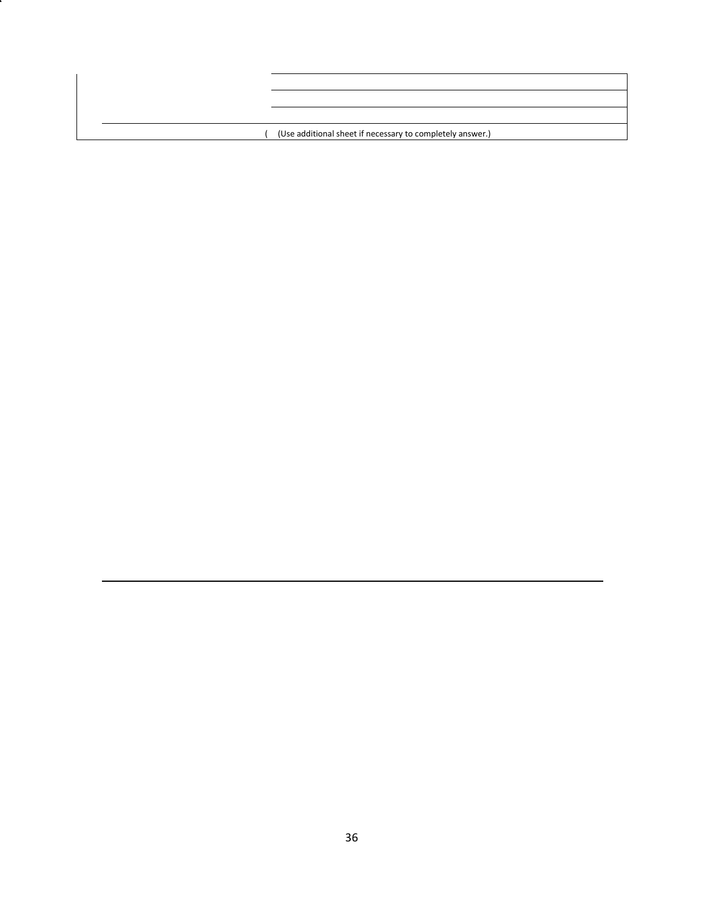(Use additional sheet if necessary to completely answer.)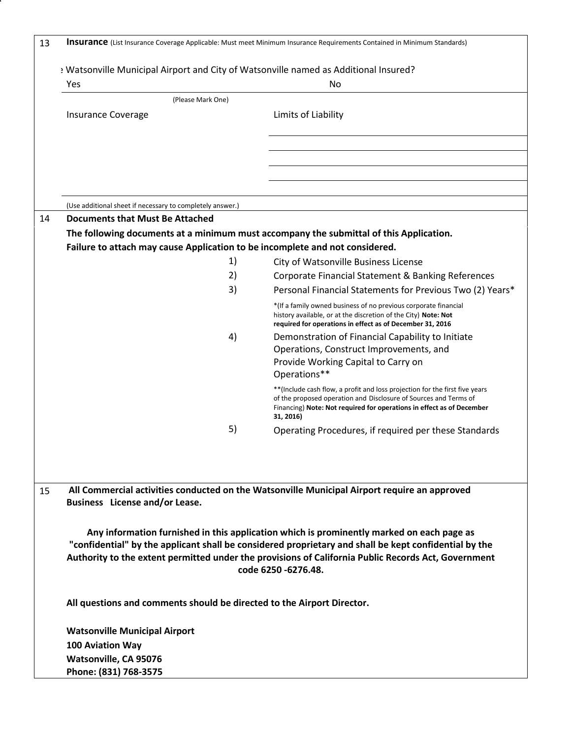**13 Insurance** (List Insurance Coverage Applicable: Must meet Minimum Insurance Requirements Contained in Minimum Standards)

: Watsonville Municipal Airport and City of Watsonville named as Additional Insured?

| Yes | No |
|---|---|

(Please Mark One)

| Insurance Coverage | Limits of Liability |
|---|---|
| | |
| | |
| | |
| | |
| | |

(Use additional sheet if necessary to completely answer.)

**14 Documents that Must Be Attached**

**The following documents at a minimum must accompany the submittal of this Application.**
**Failure to attach may cause Application to be incomplete and not considered.**

1) City of Watsonville Business License

2) Corporate Financial Statement & Banking References

3) Personal Financial Statements for Previous Two (2) Years*

*(If a family owned business of no previous corporate financial history available, or at the discretion of the City) **Note: Not required for operations in effect as of December 31, 2016**

4) Demonstration of Financial Capability to Initiate Operations, Construct Improvements, and Provide Working Capital to Carry on Operations**

**(Include cash flow, a profit and loss projection for the first five years of the proposed operation and Disclosure of Sources and Terms of Financing) **Note: Not required for operations in effect as of December 31, 2016)**

5) Operating Procedures, if required per these Standards

**15 All Commercial activities conducted on the Watsonville Municipal Airport require an approved Business License and/or Lease.**

**Any information furnished in this application which is prominently marked on each page as "confidential" by the applicant shall be considered proprietary and shall be kept confidential by the Authority to the extent permitted under the provisions of California Public Records Act, Government code 6250 -6276.48.**

**All questions and comments should be directed to the Airport Director.**

**Watsonville Municipal Airport**
**100 Aviation Way**
**Watsonville, CA 95076**
**Phone: (831) 768-3575**